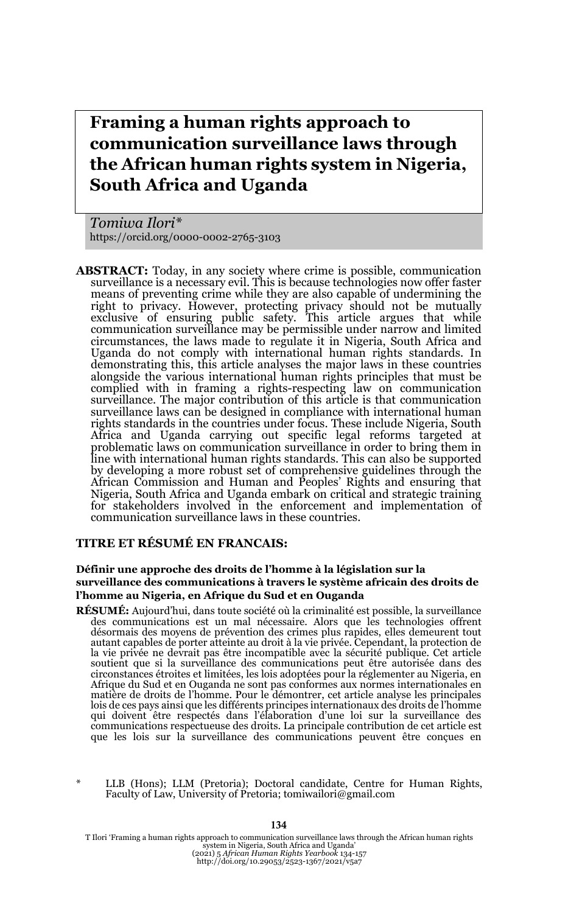# Framing a human rights approach to communication surveillance laws through the African human rights system in Nigeria, South Africa and Uganda

*Tomiwa Ilori**
https://orcid.org/0000-0002-2765-3103

**ABSTRACT:** Today, in any society where crime is possible, communication surveillance is a necessary evil. This is because technologies now offer faster means of preventing crime while they are also capable of undermining the right to privacy. However, protecting privacy should not be mutually exclusive of ensuring public safety. This article argues that while communication surveillance may be permissible under narrow and limited circumstances, the laws made to regulate it in Nigeria, South Africa and Uganda do not comply with international human rights standards. In demonstrating this, this article analyses the major laws in these countries alongside the various international human rights principles that must be complied with in framing a rights-respecting law on communication surveillance. The major contribution of this article is that communication surveillance laws can be designed in compliance with international human rights standards in the countries under focus. These include Nigeria, South Africa and Uganda carrying out specific legal reforms targeted at problematic laws on communication surveillance in order to bring them in line with international human rights standards. This can also be supported by developing a more robust set of comprehensive guidelines through the African Commission and Human and Peoples' Rights and ensuring that Nigeria, South Africa and Uganda embark on critical and strategic training for stakeholders involved in the enforcement and implementation of communication surveillance laws in these countries.

**TITRE ET RÉSUMÉ EN FRANCAIS:**

**Définir une approche des droits de l'homme à la législation sur la surveillance des communications à travers le système africain des droits de l'homme au Nigeria, en Afrique du Sud et en Ouganda**

**RÉSUMÉ:** Aujourd'hui, dans toute société où la criminalité est possible, la surveillance des communications est un mal nécessaire. Alors que les technologies offrent désormais des moyens de prévention des crimes plus rapides, elles demeurent tout autant capables de porter atteinte au droit à la vie privée. Cependant, la protection de la vie privée ne devrait pas être incompatible avec la sécurité publique. Cet article soutient que si la surveillance des communications peut être autorisée dans des circonstances étroites et limitées, les lois adoptées pour la réglementer au Nigeria, en Afrique du Sud et en Ouganda ne sont pas conformes aux normes internationales en matière de droits de l'homme. Pour le démontrer, cet article analyse les principales lois de ces pays ainsi que les différents principes internationaux des droits de l'homme qui doivent être respectés dans l'élaboration d'une loi sur la surveillance des communications respectueuse des droits. La principale contribution de cet article est que les lois sur la surveillance des communications peuvent être conçues en

\* LLB (Hons); LLM (Pretoria); Doctoral candidate, Centre for Human Rights, Faculty of Law, University of Pretoria; tomiwailori@gmail.com

T Ilori 'Framing a human rights approach to communication surveillance laws through the African human rights system in Nigeria, South Africa and Uganda' (2021) 5 *African Human Rights Yearbook* 134-157 http://doi.org/10.29053/2523-1367/2021/v5a7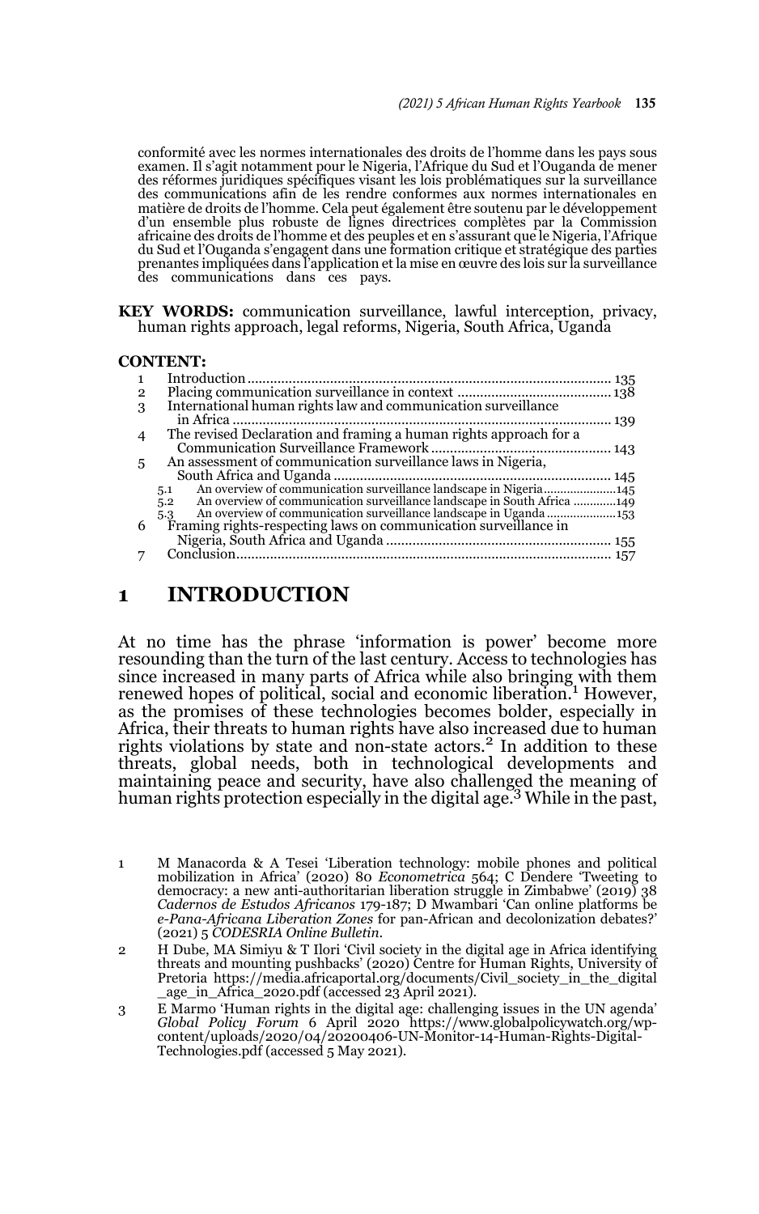conformité avec les normes internationales des droits de l'homme dans les pays sous examen. Il s'agit notamment pour le Nigeria, l'Afrique du Sud et l'Ouganda de mener des réformes juridiques spécifiques visant les lois problématiques sur la surveillance des communications afin de les rendre conformes aux normes internationales en matière de droits de l'homme. Cela peut également être soutenu par le développement d'un ensemble plus robuste de lignes directrices complètes par la Commission africaine des droits de l'homme et des peuples et en s'assurant que le Nigeria, l'Afrique du Sud et l'Ouganda s'engagent dans une formation critique et stratégique des parties prenantes impliquées dans l'application et la mise en œuvre des lois sur la surveillance des communications dans ces pays.

**KEY WORDS:** communication surveillance, lawful interception, privacy, human rights approach, legal reforms, Nigeria, South Africa, Uganda

**CONTENT:**

1 Introduction ... 135
2 Placing communication surveillance in context ... 138
3 International human rights law and communication surveillance in Africa ... 139
4 The revised Declaration and framing a human rights approach for a Communication Surveillance Framework ... 143
5 An assessment of communication surveillance laws in Nigeria, South Africa and Uganda ... 145
 5.1 An overview of communication surveillance landscape in Nigeria ... 145
 5.2 An overview of communication surveillance landscape in South Africa ... 149
 5.3 An overview of communication surveillance landscape in Uganda ... 153
6 Framing rights-respecting laws on communication surveillance in Nigeria, South Africa and Uganda ... 155
7 Conclusion ... 157

# 1 INTRODUCTION

At no time has the phrase 'information is power' become more resounding than the turn of the last century. Access to technologies has since increased in many parts of Africa while also bringing with them renewed hopes of political, social and economic liberation.[1] However, as the promises of these technologies becomes bolder, especially in Africa, their threats to human rights have also increased due to human rights violations by state and non-state actors.[2] In addition to these threats, global needs, both in technological developments and maintaining peace and security, have also challenged the meaning of human rights protection especially in the digital age.[3] While in the past,

1 M Manacorda & A Tesei 'Liberation technology: mobile phones and political mobilization in Africa' (2020) 80 *Econometrica* 564; C Dendere 'Tweeting to democracy: a new anti-authoritarian liberation struggle in Zimbabwe' (2019) 38 *Cadernos de Estudos Africanos* 179-187; D Mwambari 'Can online platforms be *e-Pana-Africana Liberation Zones* for pan-African and decolonization debates?' (2021) 5 *CODESRIA Online Bulletin*.

2 H Dube, MA Simiyu & T Ilori 'Civil society in the digital age in Africa identifying threats and mounting pushbacks' (2020) Centre for Human Rights, University of Pretoria https://media.africaportal.org/documents/Civil_society_in_the_digital_age_in_Africa_2020.pdf (accessed 23 April 2021).

3 E Marmo 'Human rights in the digital age: challenging issues in the UN agenda' *Global Policy Forum* 6 April 2020 https://www.globalpolicywatch.org/wp-content/uploads/2020/04/20200406-UN-Monitor-14-Human-Rights-Digital-Technologies.pdf (accessed 5 May 2021).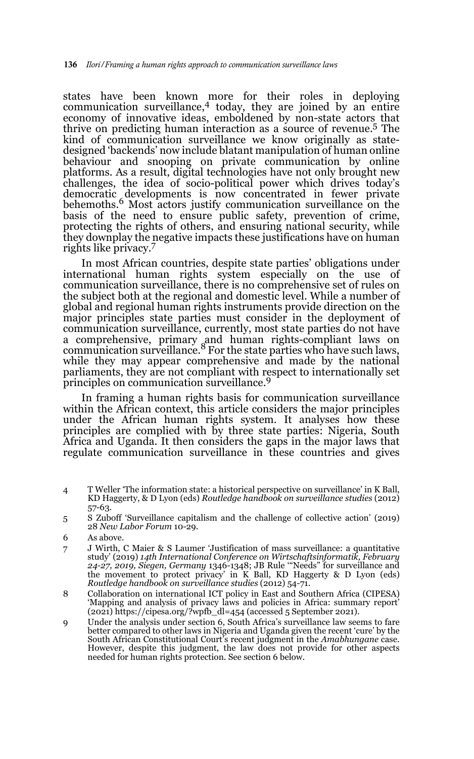states have been known more for their roles in deploying communication surveillance,[4] today, they are joined by an entire economy of innovative ideas, emboldened by non-state actors that thrive on predicting human interaction as a source of revenue.[5] The kind of communication surveillance we know originally as state-designed 'backends' now include blatant manipulation of human online behaviour and snooping on private communication by online platforms. As a result, digital technologies have not only brought new challenges, the idea of socio-political power which drives today's democratic developments is now concentrated in fewer private behemoths.[6] Most actors justify communication surveillance on the basis of the need to ensure public safety, prevention of crime, protecting the rights of others, and ensuring national security, while they downplay the negative impacts these justifications have on human rights like privacy.[7]

In most African countries, despite state parties' obligations under international human rights system especially on the use of communication surveillance, there is no comprehensive set of rules on the subject both at the regional and domestic level. While a number of global and regional human rights instruments provide direction on the major principles state parties must consider in the deployment of communication surveillance, currently, most state parties do not have a comprehensive, primary and human rights-compliant laws on communication surveillance.[8] For the state parties who have such laws, while they may appear comprehensive and made by the national parliaments, they are not compliant with respect to internationally set principles on communication surveillance.[9]

In framing a human rights basis for communication surveillance within the African context, this article considers the major principles under the African human rights system. It analyses how these principles are complied with by three state parties: Nigeria, South Africa and Uganda. It then considers the gaps in the major laws that regulate communication surveillance in these countries and gives

4 T Weller 'The information state: a historical perspective on surveillance' in K Ball, KD Haggerty, & D Lyon (eds) *Routledge handbook on surveillance studies* (2012) 57-63.

5 S Zuboff 'Surveillance capitalism and the challenge of collective action' (2019) 28 *New Labor Forum* 10-29.

6 As above.

7 J Wirth, C Maier & S Laumer 'Justification of mass surveillance: a quantitative study' (2019) *14th International Conference on Wirtschaftsinformatik, February 24-27, 2019, Siegen, Germany* 1346-1348; JB Rule '"Needs" for surveillance and the movement to protect privacy' in K Ball, KD Haggerty & D Lyon (eds) *Routledge handbook on surveillance studies* (2012) 54-71.

8 Collaboration on international ICT policy in East and Southern Africa (CIPESA) 'Mapping and analysis of privacy laws and policies in Africa: summary report' (2021) https://cipesa.org/?wpfb_dl=454 (accessed 5 September 2021).

9 Under the analysis under section 6, South Africa's surveillance law seems to fare better compared to other laws in Nigeria and Uganda given the recent 'cure' by the South African Constitutional Court's recent judgment in the *Amabhungane* case. However, despite this judgment, the law does not provide for other aspects needed for human rights protection. See section 6 below.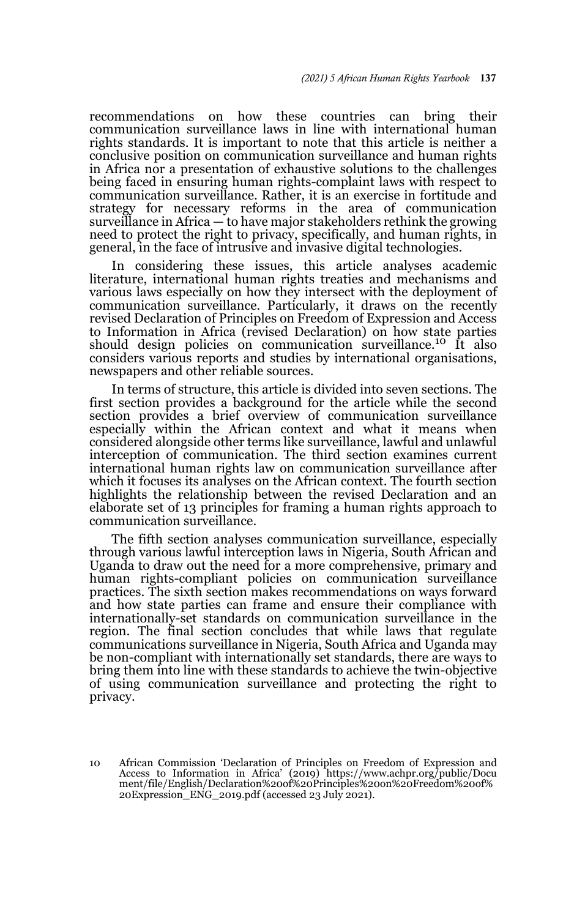recommendations on how these countries can bring their communication surveillance laws in line with international human rights standards. It is important to note that this article is neither a conclusive position on communication surveillance and human rights in Africa nor a presentation of exhaustive solutions to the challenges being faced in ensuring human rights-complaint laws with respect to communication surveillance. Rather, it is an exercise in fortitude and strategy for necessary reforms in the area of communication surveillance in Africa — to have major stakeholders rethink the growing need to protect the right to privacy, specifically, and human rights, in general, in the face of intrusive and invasive digital technologies.

In considering these issues, this article analyses academic literature, international human rights treaties and mechanisms and various laws especially on how they intersect with the deployment of communication surveillance. Particularly, it draws on the recently revised Declaration of Principles on Freedom of Expression and Access to Information in Africa (revised Declaration) on how state parties should design policies on communication surveillance.[10] It also considers various reports and studies by international organisations, newspapers and other reliable sources.

In terms of structure, this article is divided into seven sections. The first section provides a background for the article while the second section provides a brief overview of communication surveillance especially within the African context and what it means when considered alongside other terms like surveillance, lawful and unlawful interception of communication. The third section examines current international human rights law on communication surveillance after which it focuses its analyses on the African context. The fourth section highlights the relationship between the revised Declaration and an elaborate set of 13 principles for framing a human rights approach to communication surveillance.

The fifth section analyses communication surveillance, especially through various lawful interception laws in Nigeria, South African and Uganda to draw out the need for a more comprehensive, primary and human rights-compliant policies on communication surveillance practices. The sixth section makes recommendations on ways forward and how state parties can frame and ensure their compliance with internationally-set standards on communication surveillance in the region. The final section concludes that while laws that regulate communications surveillance in Nigeria, South Africa and Uganda may be non-compliant with internationally set standards, there are ways to bring them into line with these standards to achieve the twin-objective of using communication surveillance and protecting the right to privacy.

10 African Commission 'Declaration of Principles on Freedom of Expression and Access to Information in Africa' (2019) https://www.achpr.org/public/Document/file/English/Declaration%20of%20Principles%20on%20Freedom%20of%20Expression_ENG_2019.pdf (accessed 23 July 2021).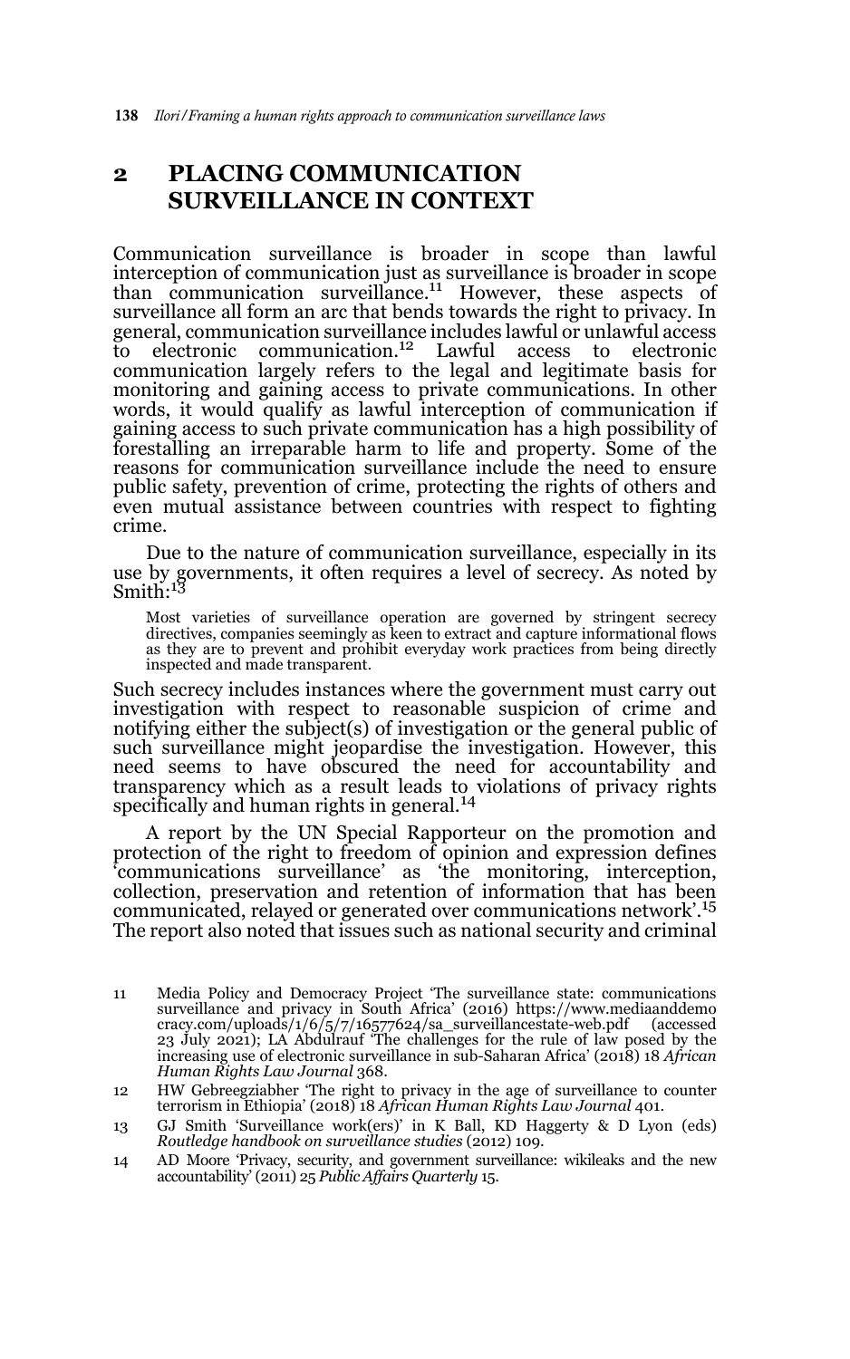## 2 PLACING COMMUNICATION SURVEILLANCE IN CONTEXT

Communication surveillance is broader in scope than lawful interception of communication just as surveillance is broader in scope than communication surveillance.[11] However, these aspects of surveillance all form an arc that bends towards the right to privacy. In general, communication surveillance includes lawful or unlawful access to electronic communication.[12] Lawful access to electronic communication largely refers to the legal and legitimate basis for monitoring and gaining access to private communications. In other words, it would qualify as lawful interception of communication if gaining access to such private communication has a high possibility of forestalling an irreparable harm to life and property. Some of the reasons for communication surveillance include the need to ensure public safety, prevention of crime, protecting the rights of others and even mutual assistance between countries with respect to fighting crime.

Due to the nature of communication surveillance, especially in its use by governments, it often requires a level of secrecy. As noted by Smith:[13]

> Most varieties of surveillance operation are governed by stringent secrecy directives, companies seemingly as keen to extract and capture informational flows as they are to prevent and prohibit everyday work practices from being directly inspected and made transparent.

Such secrecy includes instances where the government must carry out investigation with respect to reasonable suspicion of crime and notifying either the subject(s) of investigation or the general public of such surveillance might jeopardise the investigation. However, this need seems to have obscured the need for accountability and transparency which as a result leads to violations of privacy rights specifically and human rights in general.[14]

A report by the UN Special Rapporteur on the promotion and protection of the right to freedom of opinion and expression defines 'communications surveillance' as 'the monitoring, interception, collection, preservation and retention of information that has been communicated, relayed or generated over communications network'.[15] The report also noted that issues such as national security and criminal

---

11 Media Policy and Democracy Project 'The surveillance state: communications surveillance and privacy in South Africa' (2016) https://www.mediaanddemocracy.com/uploads/1/6/5/7/16577624/sa_surveillancestate-web.pdf (accessed 23 July 2021); LA Abdulrauf 'The challenges for the rule of law posed by the increasing use of electronic surveillance in sub-Saharan Africa' (2018) 18 *African Human Rights Law Journal* 368.

12 HW Gebreegziabher 'The right to privacy in the age of surveillance to counter terrorism in Ethiopia' (2018) 18 *African Human Rights Law Journal* 401.

13 GJ Smith 'Surveillance work(ers)' in K Ball, KD Haggerty & D Lyon (eds) *Routledge handbook on surveillance studies* (2012) 109.

14 AD Moore 'Privacy, security, and government surveillance: wikileaks and the new accountability' (2011) 25 *Public Affairs Quarterly* 15.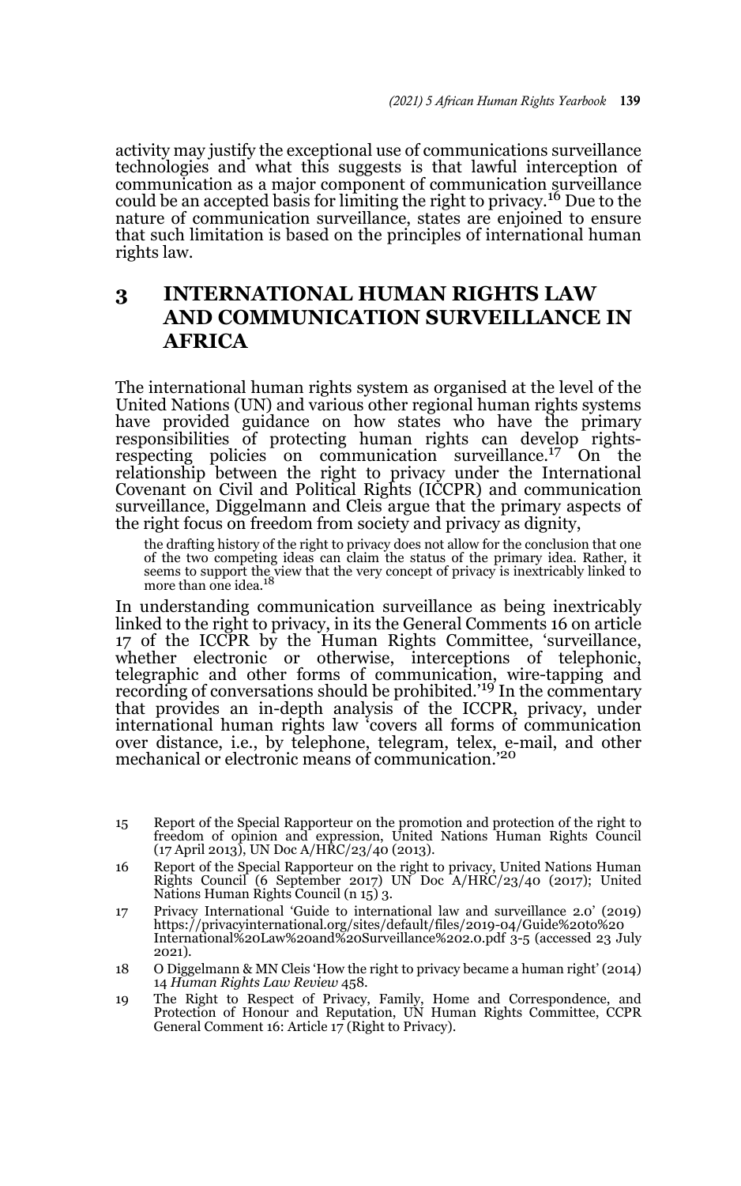activity may justify the exceptional use of communications surveillance technologies and what this suggests is that lawful interception of communication as a major component of communication surveillance could be an accepted basis for limiting the right to privacy.[16] Due to the nature of communication surveillance, states are enjoined to ensure that such limitation is based on the principles of international human rights law.

## 3 INTERNATIONAL HUMAN RIGHTS LAW AND COMMUNICATION SURVEILLANCE IN AFRICA

The international human rights system as organised at the level of the United Nations (UN) and various other regional human rights systems have provided guidance on how states who have the primary responsibilities of protecting human rights can develop rights-respecting policies on communication surveillance.[17] On the relationship between the right to privacy under the International Covenant on Civil and Political Rights (ICCPR) and communication surveillance, Diggelmann and Cleis argue that the primary aspects of the right focus on freedom from society and privacy as dignity,

> the drafting history of the right to privacy does not allow for the conclusion that one of the two competing ideas can claim the status of the primary idea. Rather, it seems to support the view that the very concept of privacy is inextricably linked to more than one idea.[18]

In understanding communication surveillance as being inextricably linked to the right to privacy, in its the General Comments 16 on article 17 of the ICCPR by the Human Rights Committee, 'surveillance, whether electronic or otherwise, interceptions of telephonic, telegraphic and other forms of communication, wire-tapping and recording of conversations should be prohibited.'[19] In the commentary that provides an in-depth analysis of the ICCPR, privacy, under international human rights law 'covers all forms of communication over distance, i.e., by telephone, telegram, telex, e-mail, and other mechanical or electronic means of communication.'[20]

---

15 Report of the Special Rapporteur on the promotion and protection of the right to freedom of opinion and expression, United Nations Human Rights Council (17 April 2013), UN Doc A/HRC/23/40 (2013).

16 Report of the Special Rapporteur on the right to privacy, United Nations Human Rights Council (6 September 2017) UN Doc A/HRC/23/40 (2017); United Nations Human Rights Council (n 15) 3.

17 Privacy International 'Guide to international law and surveillance 2.0' (2019) https://privacyinternational.org/sites/default/files/2019-04/Guide%20to%20International%20Law%20and%20Surveillance%202.0.pdf 3-5 (accessed 23 July 2021).

18 O Diggelmann & MN Cleis 'How the right to privacy became a human right' (2014) 14 *Human Rights Law Review* 458.

19 The Right to Respect of Privacy, Family, Home and Correspondence, and Protection of Honour and Reputation, UN Human Rights Committee, CCPR General Comment 16: Article 17 (Right to Privacy).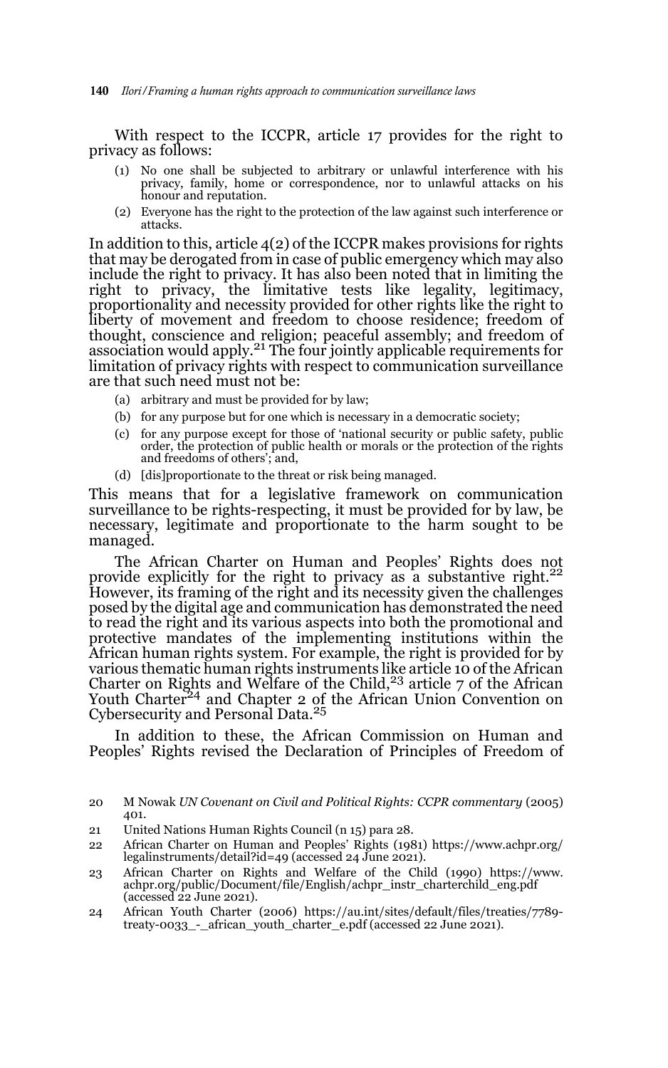With respect to the ICCPR, article 17 provides for the right to privacy as follows:

> (1) No one shall be subjected to arbitrary or unlawful interference with his privacy, family, home or correspondence, nor to unlawful attacks on his honour and reputation.
>
> (2) Everyone has the right to the protection of the law against such interference or attacks.

In addition to this, article 4(2) of the ICCPR makes provisions for rights that may be derogated from in case of public emergency which may also include the right to privacy. It has also been noted that in limiting the right to privacy, the limitative tests like legality, legitimacy, proportionality and necessity provided for other rights like the right to liberty of movement and freedom to choose residence; freedom of thought, conscience and religion; peaceful assembly; and freedom of association would apply.[21] The four jointly applicable requirements for limitation of privacy rights with respect to communication surveillance are that such need must not be:

> (a) arbitrary and must be provided for by law;
>
> (b) for any purpose but for one which is necessary in a democratic society;
>
> (c) for any purpose except for those of 'national security or public safety, public order, the protection of public health or morals or the protection of the rights and freedoms of others'; and,
>
> (d) [dis]proportionate to the threat or risk being managed.

This means that for a legislative framework on communication surveillance to be rights-respecting, it must be provided for by law, be necessary, legitimate and proportionate to the harm sought to be managed.

The African Charter on Human and Peoples' Rights does not provide explicitly for the right to privacy as a substantive right.[22] However, its framing of the right and its necessity given the challenges posed by the digital age and communication has demonstrated the need to read the right and its various aspects into both the promotional and protective mandates of the implementing institutions within the African human rights system. For example, the right is provided for by various thematic human rights instruments like article 10 of the African Charter on Rights and Welfare of the Child,[23] article 7 of the African Youth Charter[24] and Chapter 2 of the African Union Convention on Cybersecurity and Personal Data.[25]

In addition to these, the African Commission on Human and Peoples' Rights revised the Declaration of Principles of Freedom of

---

20 M Nowak *UN Covenant on Civil and Political Rights: CCPR commentary* (2005) 401.

21 United Nations Human Rights Council (n 15) para 28.

22 African Charter on Human and Peoples' Rights (1981) https://www.achpr.org/legalinstruments/detail?id=49 (accessed 24 June 2021).

23 African Charter on Rights and Welfare of the Child (1990) https://www.achpr.org/public/Document/file/English/achpr_instr_charterchild_eng.pdf (accessed 22 June 2021).

24 African Youth Charter (2006) https://au.int/sites/default/files/treaties/7789-treaty-0033_-_african_youth_charter_e.pdf (accessed 22 June 2021).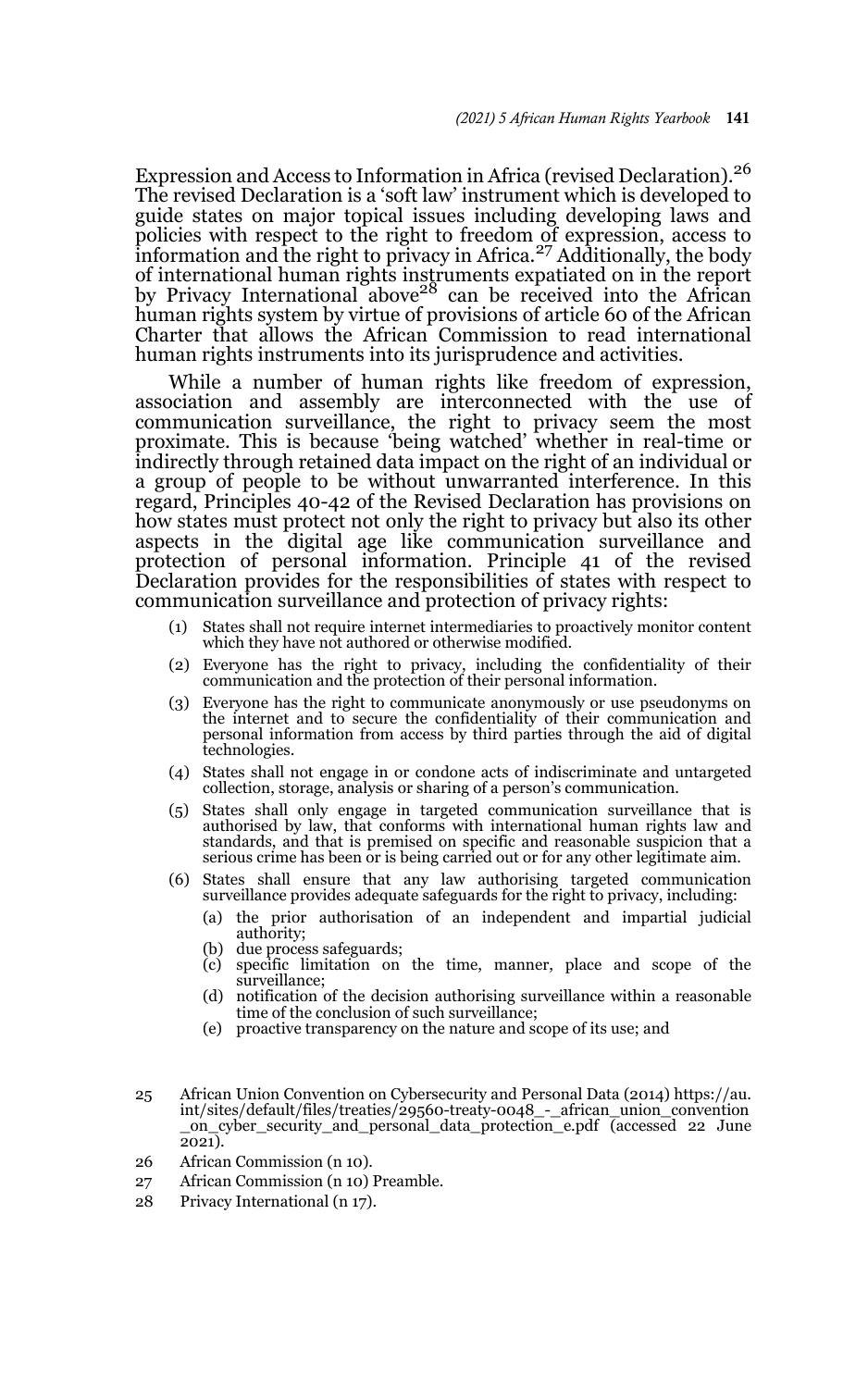Expression and Access to Information in Africa (revised Declaration).[26] The revised Declaration is a 'soft law' instrument which is developed to guide states on major topical issues including developing laws and policies with respect to the right to freedom of expression, access to information and the right to privacy in Africa.[27] Additionally, the body of international human rights instruments expatiated on in the report by Privacy International above[28] can be received into the African human rights system by virtue of provisions of article 60 of the African Charter that allows the African Commission to read international human rights instruments into its jurisprudence and activities.

While a number of human rights like freedom of expression, association and assembly are interconnected with the use of communication surveillance, the right to privacy seem the most proximate. This is because 'being watched' whether in real-time or indirectly through retained data impact on the right of an individual or a group of people to be without unwarranted interference. In this regard, Principles 40-42 of the Revised Declaration has provisions on how states must protect not only the right to privacy but also its other aspects in the digital age like communication surveillance and protection of personal information. Principle 41 of the revised Declaration provides for the responsibilities of states with respect to communication surveillance and protection of privacy rights:

> (1) States shall not require internet intermediaries to proactively monitor content which they have not authored or otherwise modified.
>
> (2) Everyone has the right to privacy, including the confidentiality of their communication and the protection of their personal information.
>
> (3) Everyone has the right to communicate anonymously or use pseudonyms on the internet and to secure the confidentiality of their communication and personal information from access by third parties through the aid of digital technologies.
>
> (4) States shall not engage in or condone acts of indiscriminate and untargeted collection, storage, analysis or sharing of a person's communication.
>
> (5) States shall only engage in targeted communication surveillance that is authorised by law, that conforms with international human rights law and standards, and that is premised on specific and reasonable suspicion that a serious crime has been or is being carried out or for any other legitimate aim.
>
> (6) States shall ensure that any law authorising targeted communication surveillance provides adequate safeguards for the right to privacy, including:
>
> (a) the prior authorisation of an independent and impartial judicial authority;
>
> (b) due process safeguards;
>
> (c) specific limitation on the time, manner, place and scope of the surveillance;
>
> (d) notification of the decision authorising surveillance within a reasonable time of the conclusion of such surveillance;
>
> (e) proactive transparency on the nature and scope of its use; and

---

25 African Union Convention on Cybersecurity and Personal Data (2014) https://au.int/sites/default/files/treaties/29560-treaty-0048_-_african_union_convention_on_cyber_security_and_personal_data_protection_e.pdf (accessed 22 June 2021).

26 African Commission (n 10).

27 African Commission (n 10) Preamble.

28 Privacy International (n 17).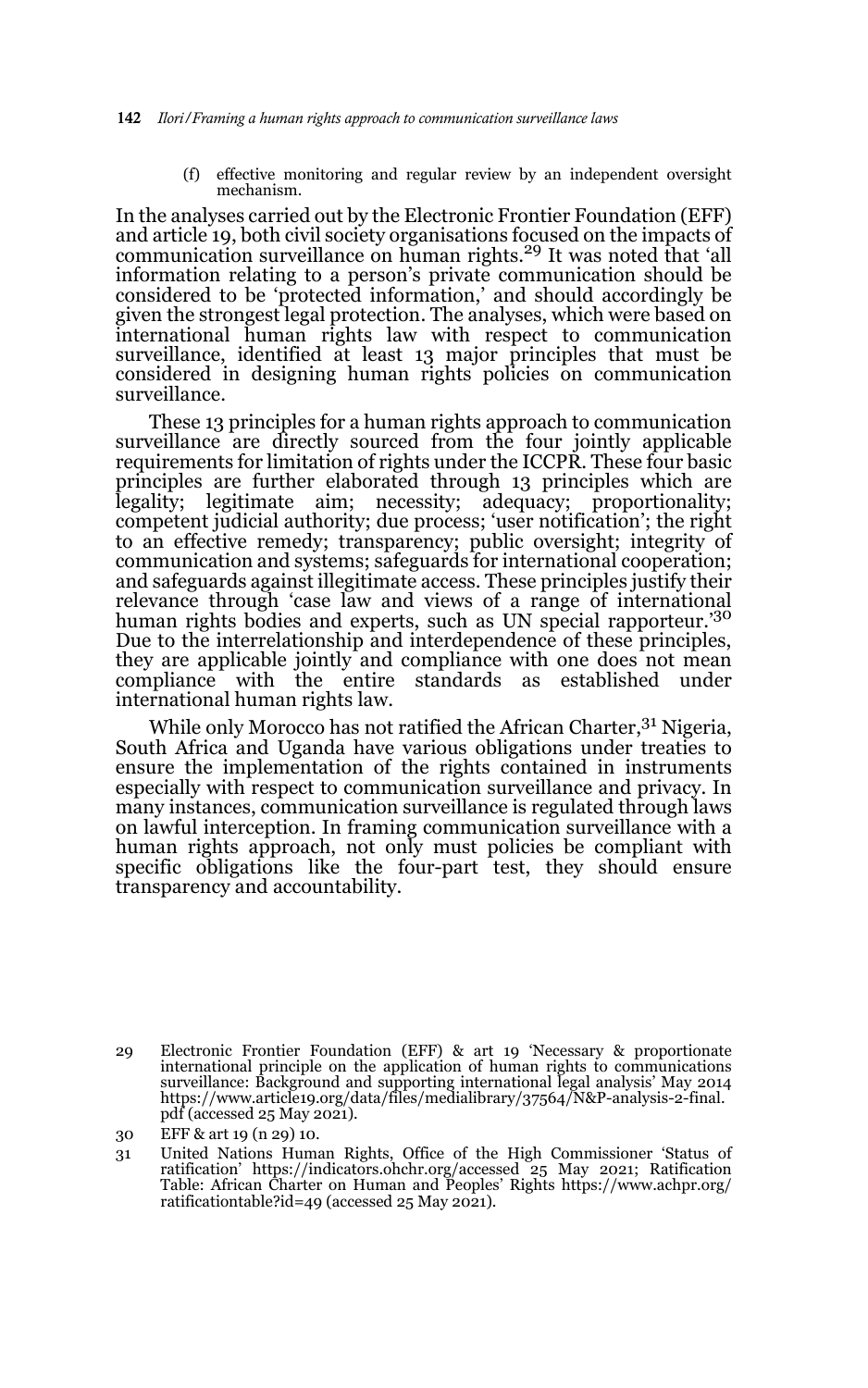(f) effective monitoring and regular review by an independent oversight mechanism.

In the analyses carried out by the Electronic Frontier Foundation (EFF) and article 19, both civil society organisations focused on the impacts of communication surveillance on human rights.[29] It was noted that 'all information relating to a person's private communication should be considered to be 'protected information,' and should accordingly be given the strongest legal protection. The analyses, which were based on international human rights law with respect to communication surveillance, identified at least 13 major principles that must be considered in designing human rights policies on communication surveillance.

These 13 principles for a human rights approach to communication surveillance are directly sourced from the four jointly applicable requirements for limitation of rights under the ICCPR. These four basic principles are further elaborated through 13 principles which are legality; legitimate aim; necessity; adequacy; proportionality; competent judicial authority; due process; 'user notification'; the right to an effective remedy; transparency; public oversight; integrity of communication and systems; safeguards for international cooperation; and safeguards against illegitimate access. These principles justify their relevance through 'case law and views of a range of international human rights bodies and experts, such as UN special rapporteur.'[30] Due to the interrelationship and interdependence of these principles, they are applicable jointly and compliance with one does not mean compliance with the entire standards as established under international human rights law.

While only Morocco has not ratified the African Charter,[31] Nigeria, South Africa and Uganda have various obligations under treaties to ensure the implementation of the rights contained in instruments especially with respect to communication surveillance and privacy. In many instances, communication surveillance is regulated through laws on lawful interception. In framing communication surveillance with a human rights approach, not only must policies be compliant with specific obligations like the four-part test, they should ensure transparency and accountability.

---

29 Electronic Frontier Foundation (EFF) & art 19 'Necessary & proportionate international principle on the application of human rights to communications surveillance: Background and supporting international legal analysis' May 2014 https://www.article19.org/data/files/medialibrary/37564/N&P-analysis-2-final.pdf (accessed 25 May 2021).

30 EFF & art 19 (n 29) 10.

31 United Nations Human Rights, Office of the High Commissioner 'Status of ratification' https://indicators.ohchr.org/accessed 25 May 2021; Ratification Table: African Charter on Human and Peoples' Rights https://www.achpr.org/ratificationtable?id=49 (accessed 25 May 2021).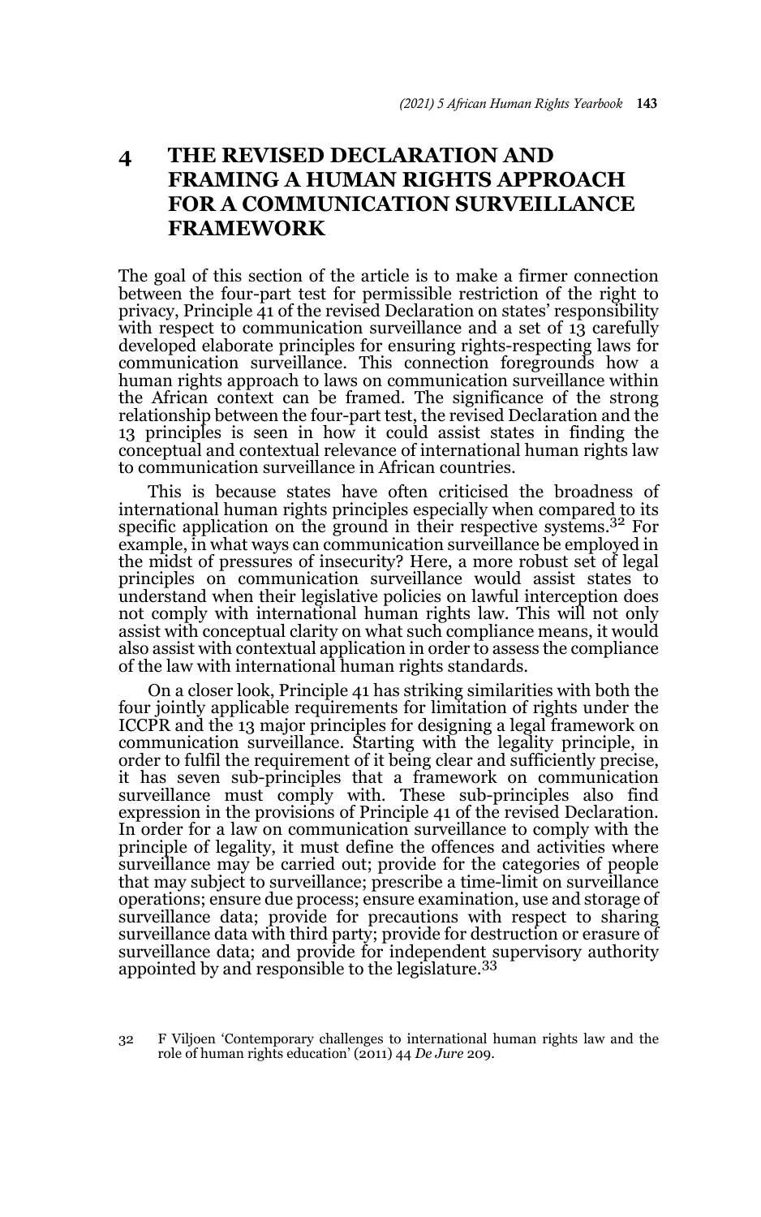## 4 THE REVISED DECLARATION AND FRAMING A HUMAN RIGHTS APPROACH FOR A COMMUNICATION SURVEILLANCE FRAMEWORK

The goal of this section of the article is to make a firmer connection between the four-part test for permissible restriction of the right to privacy, Principle 41 of the revised Declaration on states' responsibility with respect to communication surveillance and a set of 13 carefully developed elaborate principles for ensuring rights-respecting laws for communication surveillance. This connection foregrounds how a human rights approach to laws on communication surveillance within the African context can be framed. The significance of the strong relationship between the four-part test, the revised Declaration and the 13 principles is seen in how it could assist states in finding the conceptual and contextual relevance of international human rights law to communication surveillance in African countries.

This is because states have often criticised the broadness of international human rights principles especially when compared to its specific application on the ground in their respective systems.[32] For example, in what ways can communication surveillance be employed in the midst of pressures of insecurity? Here, a more robust set of legal principles on communication surveillance would assist states to understand when their legislative policies on lawful interception does not comply with international human rights law. This will not only assist with conceptual clarity on what such compliance means, it would also assist with contextual application in order to assess the compliance of the law with international human rights standards.

On a closer look, Principle 41 has striking similarities with both the four jointly applicable requirements for limitation of rights under the ICCPR and the 13 major principles for designing a legal framework on communication surveillance. Starting with the legality principle, in order to fulfil the requirement of it being clear and sufficiently precise, it has seven sub-principles that a framework on communication surveillance must comply with. These sub-principles also find expression in the provisions of Principle 41 of the revised Declaration. In order for a law on communication surveillance to comply with the principle of legality, it must define the offences and activities where surveillance may be carried out; provide for the categories of people that may subject to surveillance; prescribe a time-limit on surveillance operations; ensure due process; ensure examination, use and storage of surveillance data; provide for precautions with respect to sharing surveillance data with third party; provide for destruction or erasure of surveillance data; and provide for independent supervisory authority appointed by and responsible to the legislature.[33]

---

32 F Viljoen 'Contemporary challenges to international human rights law and the role of human rights education' (2011) 44 *De Jure* 209.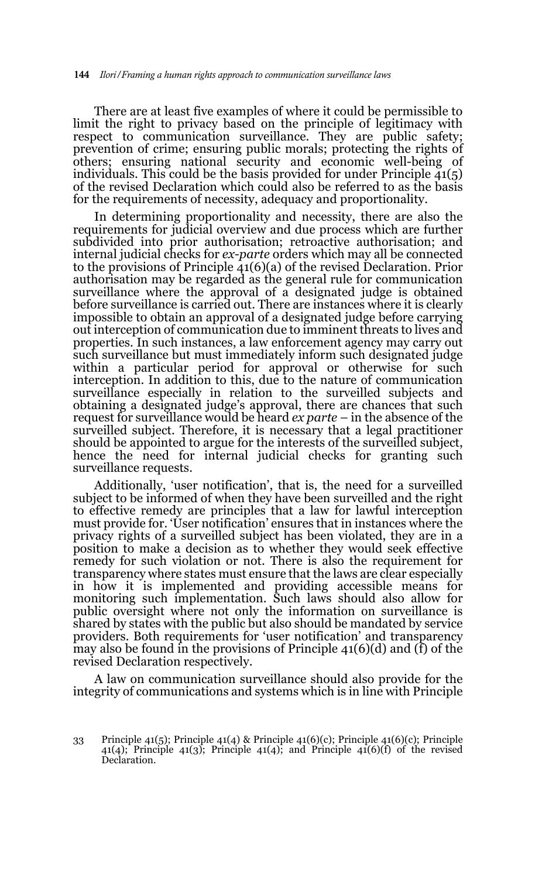There are at least five examples of where it could be permissible to limit the right to privacy based on the principle of legitimacy with respect to communication surveillance. They are public safety; prevention of crime; ensuring public morals; protecting the rights of others; ensuring national security and economic well-being of individuals. This could be the basis provided for under Principle 41(5) of the revised Declaration which could also be referred to as the basis for the requirements of necessity, adequacy and proportionality.

In determining proportionality and necessity, there are also the requirements for judicial overview and due process which are further subdivided into prior authorisation; retroactive authorisation; and internal judicial checks for *ex-parte* orders which may all be connected to the provisions of Principle 41(6)(a) of the revised Declaration. Prior authorisation may be regarded as the general rule for communication surveillance where the approval of a designated judge is obtained before surveillance is carried out. There are instances where it is clearly impossible to obtain an approval of a designated judge before carrying out interception of communication due to imminent threats to lives and properties. In such instances, a law enforcement agency may carry out such surveillance but must immediately inform such designated judge within a particular period for approval or otherwise for such interception. In addition to this, due to the nature of communication surveillance especially in relation to the surveilled subjects and obtaining a designated judge's approval, there are chances that such request for surveillance would be heard *ex parte* – in the absence of the surveilled subject. Therefore, it is necessary that a legal practitioner should be appointed to argue for the interests of the surveilled subject, hence the need for internal judicial checks for granting such surveillance requests.

Additionally, 'user notification', that is, the need for a surveilled subject to be informed of when they have been surveilled and the right to effective remedy are principles that a law for lawful interception must provide for. 'User notification' ensures that in instances where the privacy rights of a surveilled subject has been violated, they are in a position to make a decision as to whether they would seek effective remedy for such violation or not. There is also the requirement for transparency where states must ensure that the laws are clear especially in how it is implemented and providing accessible means for monitoring such implementation. Such laws should also allow for public oversight where not only the information on surveillance is shared by states with the public but also should be mandated by service providers. Both requirements for 'user notification' and transparency may also be found in the provisions of Principle 41(6)(d) and (f) of the revised Declaration respectively.

A law on communication surveillance should also provide for the integrity of communications and systems which is in line with Principle

---

33 Principle 41(5); Principle 41(4) & Principle 41(6)(c); Principle 41(6)(c); Principle 41(4); Principle 41(3); Principle 41(4); and Principle 41(6)(f) of the revised Declaration.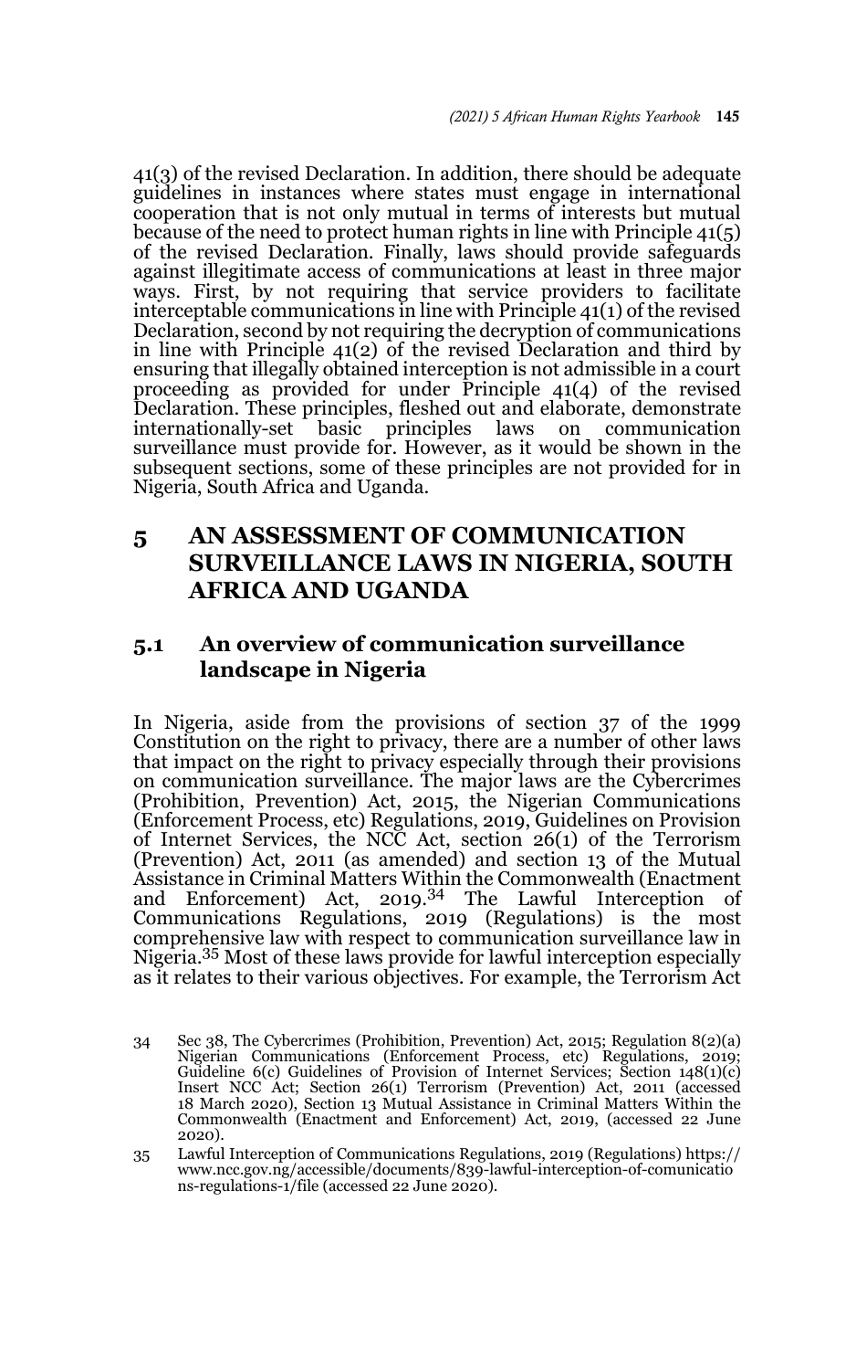41(3) of the revised Declaration. In addition, there should be adequate guidelines in instances where states must engage in international cooperation that is not only mutual in terms of interests but mutual because of the need to protect human rights in line with Principle 41(5) of the revised Declaration. Finally, laws should provide safeguards against illegitimate access of communications at least in three major ways. First, by not requiring that service providers to facilitate interceptable communications in line with Principle 41(1) of the revised Declaration, second by not requiring the decryption of communications in line with Principle 41(2) of the revised Declaration and third by ensuring that illegally obtained interception is not admissible in a court proceeding as provided for under Principle 41(4) of the revised Declaration. These principles, fleshed out and elaborate, demonstrate internationally-set basic principles laws on communication surveillance must provide for. However, as it would be shown in the subsequent sections, some of these principles are not provided for in Nigeria, South Africa and Uganda.

## 5 AN ASSESSMENT OF COMMUNICATION SURVEILLANCE LAWS IN NIGERIA, SOUTH AFRICA AND UGANDA

### 5.1 An overview of communication surveillance landscape in Nigeria

In Nigeria, aside from the provisions of section 37 of the 1999 Constitution on the right to privacy, there are a number of other laws that impact on the right to privacy especially through their provisions on communication surveillance. The major laws are the Cybercrimes (Prohibition, Prevention) Act, 2015, the Nigerian Communications (Enforcement Process, etc) Regulations, 2019, Guidelines on Provision of Internet Services, the NCC Act, section 26(1) of the Terrorism (Prevention) Act, 2011 (as amended) and section 13 of the Mutual Assistance in Criminal Matters Within the Commonwealth (Enactment and Enforcement) Act, 2019.[34] The Lawful Interception of Communications Regulations, 2019 (Regulations) is the most comprehensive law with respect to communication surveillance law in Nigeria.[35] Most of these laws provide for lawful interception especially as it relates to their various objectives. For example, the Terrorism Act

34 Sec 38, The Cybercrimes (Prohibition, Prevention) Act, 2015; Regulation 8(2)(a) Nigerian Communications (Enforcement Process, etc) Regulations, 2019; Guideline 6(c) Guidelines of Provision of Internet Services; Section 148(1)(c) Insert NCC Act; Section 26(1) Terrorism (Prevention) Act, 2011 (accessed 18 March 2020), Section 13 Mutual Assistance in Criminal Matters Within the Commonwealth (Enactment and Enforcement) Act, 2019, (accessed 22 June 2020).

35 Lawful Interception of Communications Regulations, 2019 (Regulations) https://www.ncc.gov.ng/accessible/documents/839-lawful-interception-of-comunications-regulations-1/file (accessed 22 June 2020).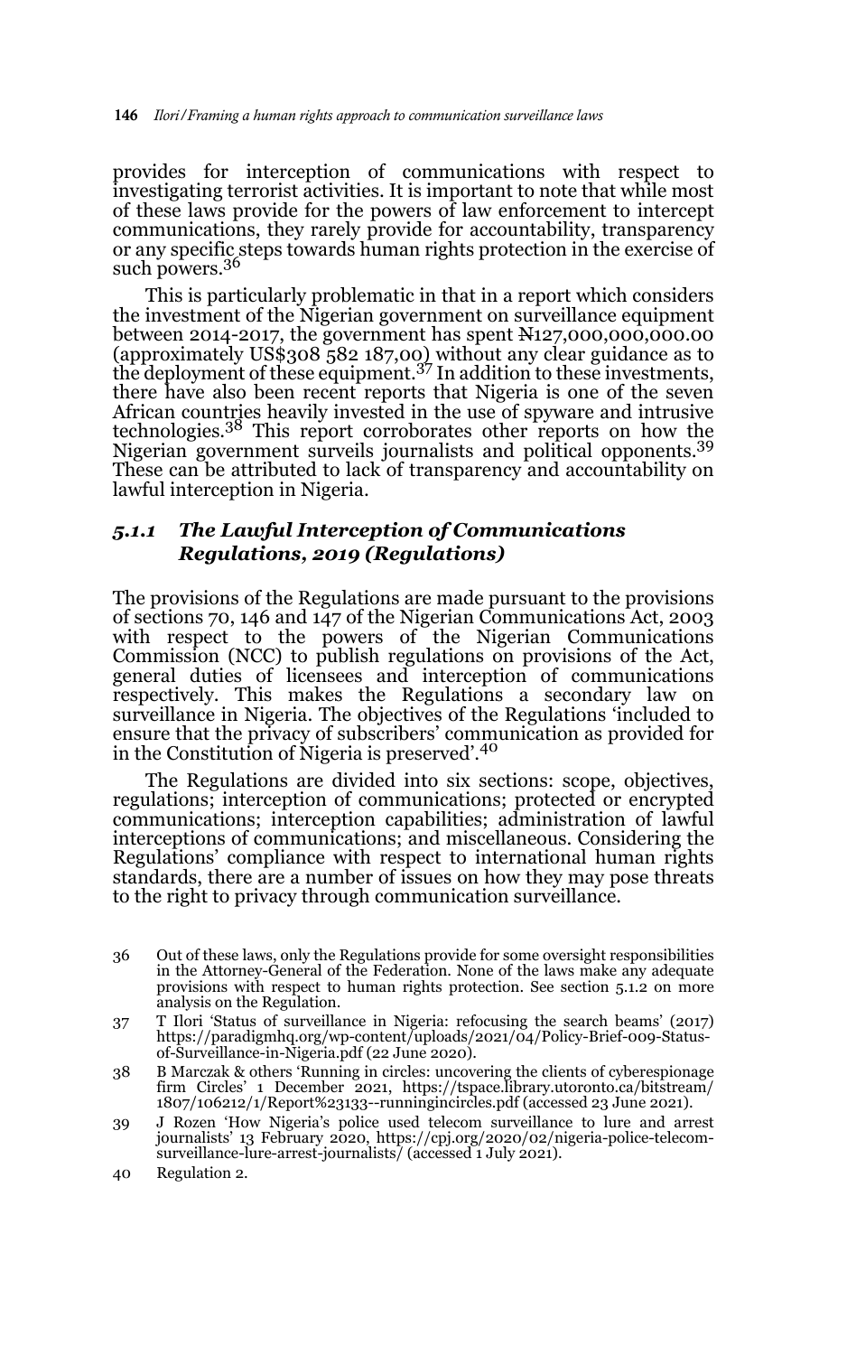provides for interception of communications with respect to investigating terrorist activities. It is important to note that while most of these laws provide for the powers of law enforcement to intercept communications, they rarely provide for accountability, transparency or any specific steps towards human rights protection in the exercise of such powers.[36]

This is particularly problematic in that in a report which considers the investment of the Nigerian government on surveillance equipment between 2014-2017, the government has spent ₦127,000,000,000.00 (approximately US$308 582 187,00) without any clear guidance as to the deployment of these equipment.[37] In addition to these investments, there have also been recent reports that Nigeria is one of the seven African countries heavily invested in the use of spyware and intrusive technologies.[38] This report corroborates other reports on how the Nigerian government surveils journalists and political opponents.[39] These can be attributed to lack of transparency and accountability on lawful interception in Nigeria.

### *5.1.1 The Lawful Interception of Communications Regulations, 2019 (Regulations)*

The provisions of the Regulations are made pursuant to the provisions of sections 70, 146 and 147 of the Nigerian Communications Act, 2003 with respect to the powers of the Nigerian Communications Commission (NCC) to publish regulations on provisions of the Act, general duties of licensees and interception of communications respectively. This makes the Regulations a secondary law on surveillance in Nigeria. The objectives of the Regulations 'included to ensure that the privacy of subscribers' communication as provided for in the Constitution of Nigeria is preserved'.[40]

The Regulations are divided into six sections: scope, objectives, regulations; interception of communications; protected or encrypted communications; interception capabilities; administration of lawful interceptions of communications; and miscellaneous. Considering the Regulations' compliance with respect to international human rights standards, there are a number of issues on how they may pose threats to the right to privacy through communication surveillance.

36 Out of these laws, only the Regulations provide for some oversight responsibilities in the Attorney-General of the Federation. None of the laws make any adequate provisions with respect to human rights protection. See section 5.1.2 on more analysis on the Regulation.

37 T Ilori 'Status of surveillance in Nigeria: refocusing the search beams' (2017) https://paradigmhq.org/wp-content/uploads/2021/04/Policy-Brief-009-Status-of-Surveillance-in-Nigeria.pdf (22 June 2020).

38 B Marczak & others 'Running in circles: uncovering the clients of cyberespionage firm Circles' 1 December 2021, https://tspace.library.utoronto.ca/bitstream/1807/106212/1/Report%23133--runningincircles.pdf (accessed 23 June 2021).

39 J Rozen 'How Nigeria's police used telecom surveillance to lure and arrest journalists' 13 February 2020, https://cpj.org/2020/02/nigeria-police-telecom-surveillance-lure-arrest-journalists/ (accessed 1 July 2021).

40 Regulation 2.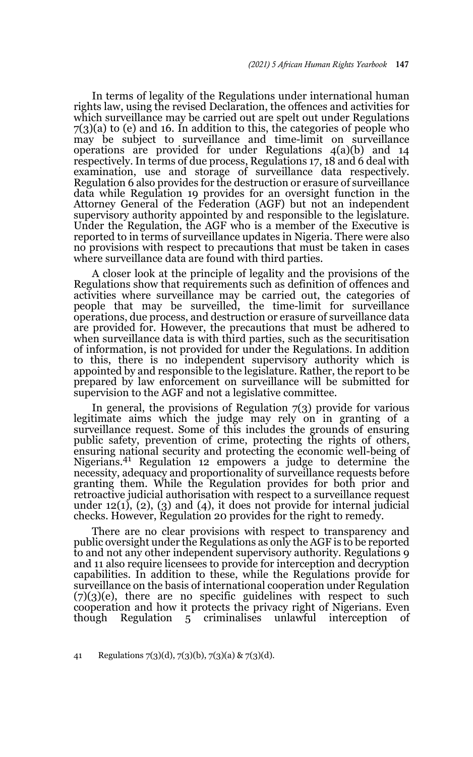In terms of legality of the Regulations under international human rights law, using the revised Declaration, the offences and activities for which surveillance may be carried out are spelt out under Regulations 7(3)(a) to (e) and 16. In addition to this, the categories of people who may be subject to surveillance and time-limit on surveillance operations are provided for under Regulations 4(a)(b) and 14 respectively. In terms of due process, Regulations 17, 18 and 6 deal with examination, use and storage of surveillance data respectively. Regulation 6 also provides for the destruction or erasure of surveillance data while Regulation 19 provides for an oversight function in the Attorney General of the Federation (AGF) but not an independent supervisory authority appointed by and responsible to the legislature. Under the Regulation, the AGF who is a member of the Executive is reported to in terms of surveillance updates in Nigeria. There were also no provisions with respect to precautions that must be taken in cases where surveillance data are found with third parties.

A closer look at the principle of legality and the provisions of the Regulations show that requirements such as definition of offences and activities where surveillance may be carried out, the categories of people that may be surveilled, the time-limit for surveillance operations, due process, and destruction or erasure of surveillance data are provided for. However, the precautions that must be adhered to when surveillance data is with third parties, such as the securitisation of information, is not provided for under the Regulations. In addition to this, there is no independent supervisory authority which is appointed by and responsible to the legislature. Rather, the report to be prepared by law enforcement on surveillance will be submitted for supervision to the AGF and not a legislative committee.

In general, the provisions of Regulation 7(3) provide for various legitimate aims which the judge may rely on in granting of a surveillance request. Some of this includes the grounds of ensuring public safety, prevention of crime, protecting the rights of others, ensuring national security and protecting the economic well-being of Nigerians.[41] Regulation 12 empowers a judge to determine the necessity, adequacy and proportionality of surveillance requests before granting them. While the Regulation provides for both prior and retroactive judicial authorisation with respect to a surveillance request under 12(1), (2), (3) and (4), it does not provide for internal judicial checks. However, Regulation 20 provides for the right to remedy.

There are no clear provisions with respect to transparency and public oversight under the Regulations as only the AGF is to be reported to and not any other independent supervisory authority. Regulations 9 and 11 also require licensees to provide for interception and decryption capabilities. In addition to these, while the Regulations provide for surveillance on the basis of international cooperation under Regulation (7)(3)(e), there are no specific guidelines with respect to such cooperation and how it protects the privacy right of Nigerians. Even though Regulation 5 criminalises unlawful interception of

41 Regulations 7(3)(d), 7(3)(b), 7(3)(a) & 7(3)(d).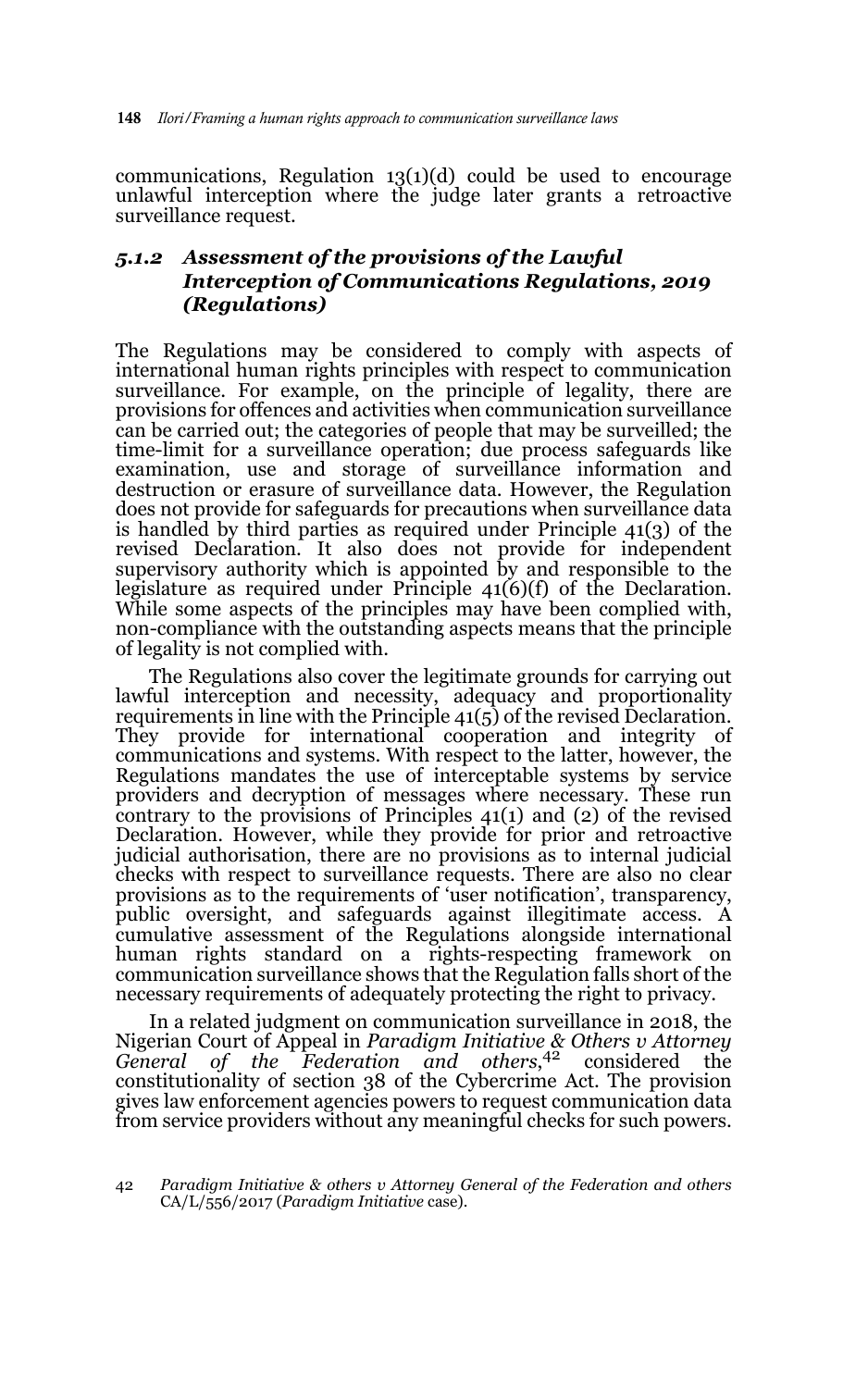communications, Regulation 13(1)(d) could be used to encourage unlawful interception where the judge later grants a retroactive surveillance request.

### *5.1.2 Assessment of the provisions of the Lawful Interception of Communications Regulations, 2019 (Regulations)*

The Regulations may be considered to comply with aspects of international human rights principles with respect to communication surveillance. For example, on the principle of legality, there are provisions for offences and activities when communication surveillance can be carried out; the categories of people that may be surveilled; the time-limit for a surveillance operation; due process safeguards like examination, use and storage of surveillance information and destruction or erasure of surveillance data. However, the Regulation does not provide for safeguards for precautions when surveillance data is handled by third parties as required under Principle 41(3) of the revised Declaration. It also does not provide for independent supervisory authority which is appointed by and responsible to the legislature as required under Principle 41(6)(f) of the Declaration. While some aspects of the principles may have been complied with, non-compliance with the outstanding aspects means that the principle of legality is not complied with.

The Regulations also cover the legitimate grounds for carrying out lawful interception and necessity, adequacy and proportionality requirements in line with the Principle 41(5) of the revised Declaration. They provide for international cooperation and integrity of communications and systems. With respect to the latter, however, the Regulations mandates the use of interceptable systems by service providers and decryption of messages where necessary. These run contrary to the provisions of Principles 41(1) and (2) of the revised Declaration. However, while they provide for prior and retroactive judicial authorisation, there are no provisions as to internal judicial checks with respect to surveillance requests. There are also no clear provisions as to the requirements of 'user notification', transparency, public oversight, and safeguards against illegitimate access. A cumulative assessment of the Regulations alongside international human rights standard on a rights-respecting framework on communication surveillance shows that the Regulation falls short of the necessary requirements of adequately protecting the right to privacy.

In a related judgment on communication surveillance in 2018, the Nigerian Court of Appeal in *Paradigm Initiative & Others v Attorney General of the Federation and others*,[42] considered the constitutionality of section 38 of the Cybercrime Act. The provision gives law enforcement agencies powers to request communication data from service providers without any meaningful checks for such powers.

42 *Paradigm Initiative & others v Attorney General of the Federation and others* CA/L/556/2017 (*Paradigm Initiative* case).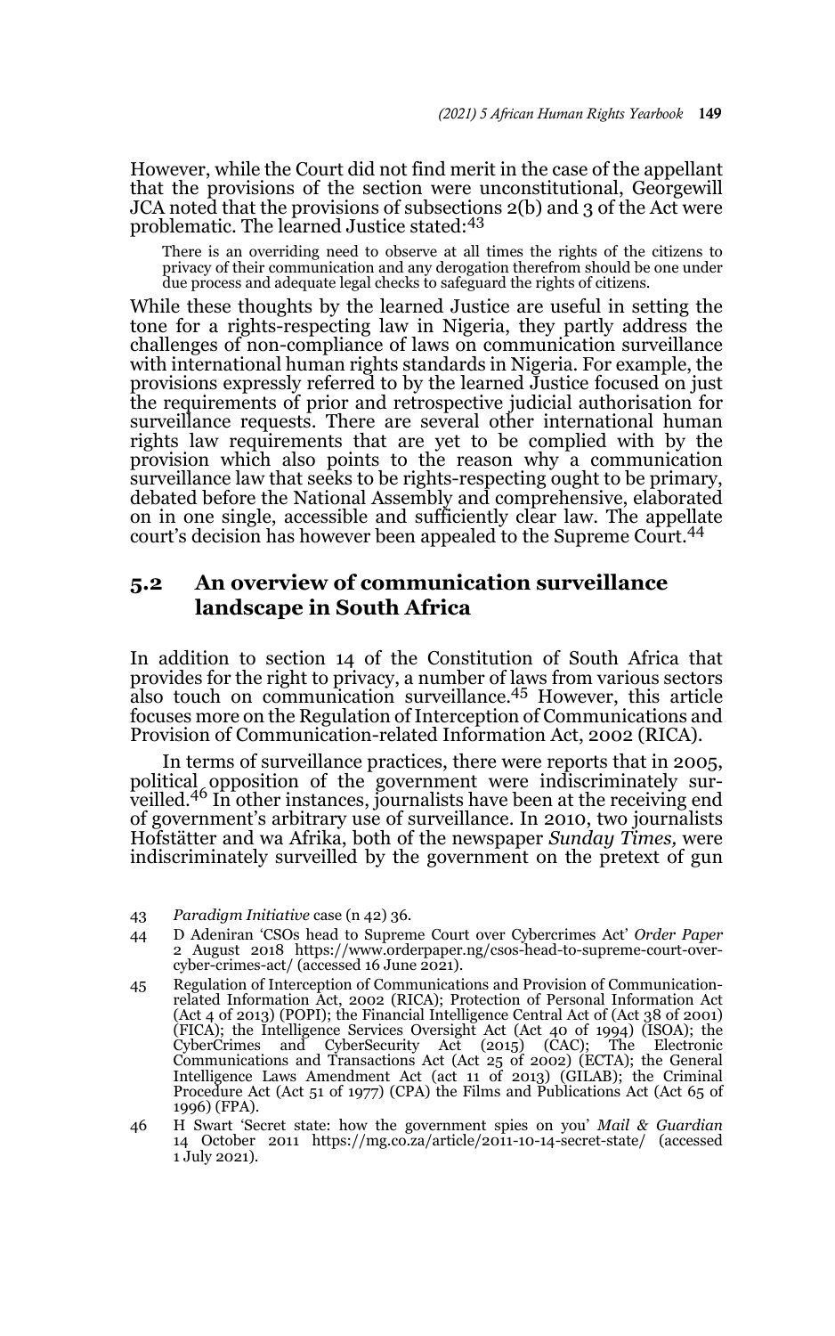However, while the Court did not find merit in the case of the appellant that the provisions of the section were unconstitutional, Georgewill JCA noted that the provisions of subsections 2(b) and 3 of the Act were problematic. The learned Justice stated:[43]

> There is an overriding need to observe at all times the rights of the citizens to privacy of their communication and any derogation therefrom should be one under due process and adequate legal checks to safeguard the rights of citizens.

While these thoughts by the learned Justice are useful in setting the tone for a rights-respecting law in Nigeria, they partly address the challenges of non-compliance of laws on communication surveillance with international human rights standards in Nigeria. For example, the provisions expressly referred to by the learned Justice focused on just the requirements of prior and retrospective judicial authorisation for surveillance requests. There are several other international human rights law requirements that are yet to be complied with by the provision which also points to the reason why a communication surveillance law that seeks to be rights-respecting ought to be primary, debated before the National Assembly and comprehensive, elaborated on in one single, accessible and sufficiently clear law. The appellate court's decision has however been appealed to the Supreme Court.[44]

## 5.2 An overview of communication surveillance landscape in South Africa

In addition to section 14 of the Constitution of South Africa that provides for the right to privacy, a number of laws from various sectors also touch on communication surveillance.[45] However, this article focuses more on the Regulation of Interception of Communications and Provision of Communication-related Information Act, 2002 (RICA).

In terms of surveillance practices, there were reports that in 2005, political opposition of the government were indiscriminately surveilled.[46] In other instances, journalists have been at the receiving end of government's arbitrary use of surveillance. In 2010, two journalists Hofstätter and wa Afrika, both of the newspaper *Sunday Times,* were indiscriminately surveilled by the government on the pretext of gun

---

43 *Paradigm Initiative* case (n 42) 36.

44 D Adeniran 'CSOs head to Supreme Court over Cybercrimes Act' *Order Paper* 2 August 2018 https://www.orderpaper.ng/csos-head-to-supreme-court-over-cyber-crimes-act/ (accessed 16 June 2021).

45 Regulation of Interception of Communications and Provision of Communication-related Information Act, 2002 (RICA); Protection of Personal Information Act (Act 4 of 2013) (POPI); the Financial Intelligence Central Act of (Act 38 of 2001) (FICA); the Intelligence Services Oversight Act (Act 40 of 1994) (ISOA); the CyberCrimes and CyberSecurity Act (2015) (CAC); The Electronic Communications and Transactions Act (Act 25 of 2002) (ECTA); the General Intelligence Laws Amendment Act (act 11 of 2013) (GILAB); the Criminal Procedure Act (Act 51 of 1977) (CPA) the Films and Publications Act (Act 65 of 1996) (FPA).

46 H Swart 'Secret state: how the government spies on you' *Mail & Guardian* 14 October 2011 https://mg.co.za/article/2011-10-14-secret-state/ (accessed 1 July 2021).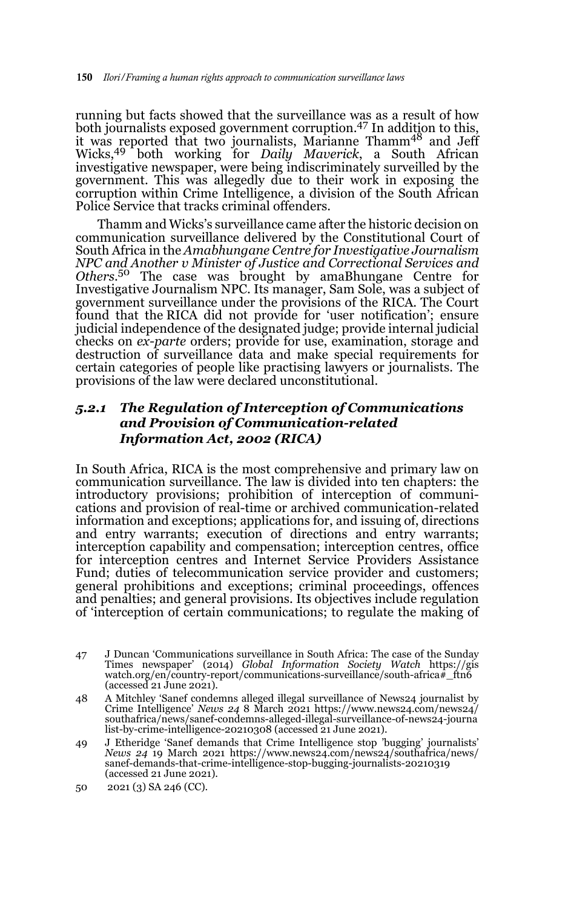running but facts showed that the surveillance was as a result of how both journalists exposed government corruption.[47] In addition to this, it was reported that two journalists, Marianne Thamm[48] and Jeff Wicks,[49] both working for *Daily Maverick*, a South African investigative newspaper, were being indiscriminately surveilled by the government. This was allegedly due to their work in exposing the corruption within Crime Intelligence, a division of the South African Police Service that tracks criminal offenders.

Thamm and Wicks's surveillance came after the historic decision on communication surveillance delivered by the Constitutional Court of South Africa in the *Amabhungane Centre for Investigative Journalism NPC and Another v Minister of Justice and Correctional Services and Others*.[50] The case was brought by amaBhungane Centre for Investigative Journalism NPC. Its manager, Sam Sole, was a subject of government surveillance under the provisions of the RICA. The Court found that the RICA did not provide for 'user notification'; ensure judicial independence of the designated judge; provide internal judicial checks on *ex-parte* orders; provide for use, examination, storage and destruction of surveillance data and make special requirements for certain categories of people like practising lawyers or journalists. The provisions of the law were declared unconstitutional.

### *5.2.1 The Regulation of Interception of Communications and Provision of Communication-related Information Act, 2002 (RICA)*

In South Africa, RICA is the most comprehensive and primary law on communication surveillance. The law is divided into ten chapters: the introductory provisions; prohibition of interception of communications and provision of real-time or archived communication-related information and exceptions; applications for, and issuing of, directions and entry warrants; execution of directions and entry warrants; interception capability and compensation; interception centres, office for interception centres and Internet Service Providers Assistance Fund; duties of telecommunication service provider and customers; general prohibitions and exceptions; criminal proceedings, offences and penalties; and general provisions. Its objectives include regulation of 'interception of certain communications; to regulate the making of

---

47 J Duncan 'Communications surveillance in South Africa: The case of the Sunday Times newspaper' (2014) *Global Information Society Watch* https://giswatch.org/en/country-report/communications-surveillance/south-africa#_ftn6 (accessed 21 June 2021).

48 A Mitchley 'Sanef condemns alleged illegal surveillance of News24 journalist by Crime Intelligence' *News 24* 8 March 2021 https://www.news24.com/news24/southafrica/news/sanef-condemns-alleged-illegal-surveillance-of-news24-journalist-by-crime-intelligence-20210308 (accessed 21 June 2021).

49 J Etheridge 'Sanef demands that Crime Intelligence stop 'bugging' journalists' *News 24* 19 March 2021 https://www.news24.com/news24/southafrica/news/sanef-demands-that-crime-intelligence-stop-bugging-journalists-20210319 (accessed 21 June 2021).

50 2021 (3) SA 246 (CC).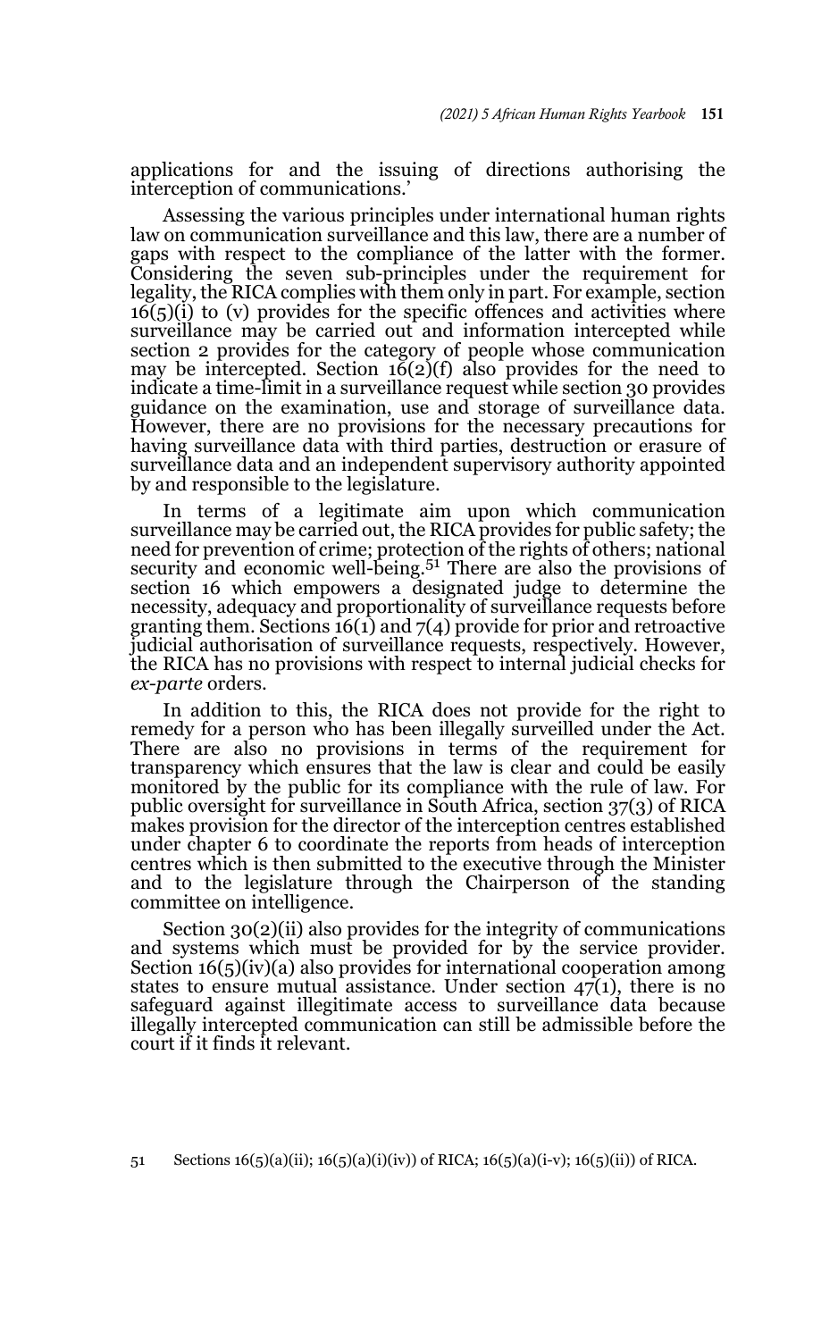applications for and the issuing of directions authorising the interception of communications.'

Assessing the various principles under international human rights law on communication surveillance and this law, there are a number of gaps with respect to the compliance of the latter with the former. Considering the seven sub-principles under the requirement for legality, the RICA complies with them only in part. For example, section 16(5)(i) to (v) provides for the specific offences and activities where surveillance may be carried out and information intercepted while section 2 provides for the category of people whose communication may be intercepted. Section 16(2)(f) also provides for the need to indicate a time-limit in a surveillance request while section 30 provides guidance on the examination, use and storage of surveillance data. However, there are no provisions for the necessary precautions for having surveillance data with third parties, destruction or erasure of surveillance data and an independent supervisory authority appointed by and responsible to the legislature.

In terms of a legitimate aim upon which communication surveillance may be carried out, the RICA provides for public safety; the need for prevention of crime; protection of the rights of others; national security and economic well-being.[51] There are also the provisions of section 16 which empowers a designated judge to determine the necessity, adequacy and proportionality of surveillance requests before granting them. Sections 16(1) and 7(4) provide for prior and retroactive judicial authorisation of surveillance requests, respectively. However, the RICA has no provisions with respect to internal judicial checks for *ex-parte* orders.

In addition to this, the RICA does not provide for the right to remedy for a person who has been illegally surveilled under the Act. There are also no provisions in terms of the requirement for transparency which ensures that the law is clear and could be easily monitored by the public for its compliance with the rule of law. For public oversight for surveillance in South Africa, section 37(3) of RICA makes provision for the director of the interception centres established under chapter 6 to coordinate the reports from heads of interception centres which is then submitted to the executive through the Minister and to the legislature through the Chairperson of the standing committee on intelligence.

Section 30(2)(ii) also provides for the integrity of communications and systems which must be provided for by the service provider. Section 16(5)(iv)(a) also provides for international cooperation among states to ensure mutual assistance. Under section 47(1), there is no safeguard against illegitimate access to surveillance data because illegally intercepted communication can still be admissible before the court if it finds it relevant.

51 Sections 16(5)(a)(ii); 16(5)(a)(i)(iv)) of RICA; 16(5)(a)(i-v); 16(5)(ii)) of RICA.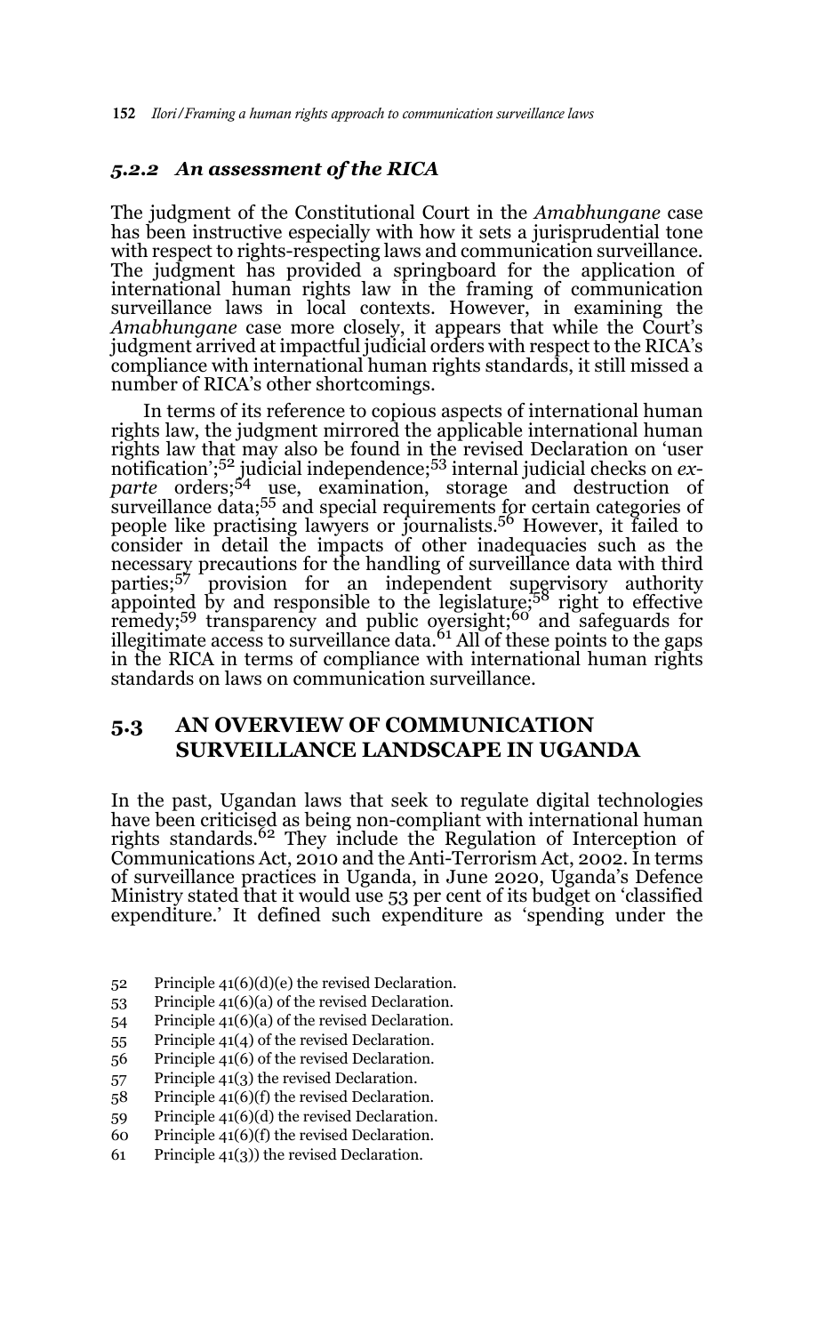### *5.2.2 An assessment of the RICA*

The judgment of the Constitutional Court in the *Amabhungane* case has been instructive especially with how it sets a jurisprudential tone with respect to rights-respecting laws and communication surveillance. The judgment has provided a springboard for the application of international human rights law in the framing of communication surveillance laws in local contexts. However, in examining the *Amabhungane* case more closely, it appears that while the Court's judgment arrived at impactful judicial orders with respect to the RICA's compliance with international human rights standards, it still missed a number of RICA's other shortcomings.

In terms of its reference to copious aspects of international human rights law, the judgment mirrored the applicable international human rights law that may also be found in the revised Declaration on 'user notification';[52] judicial independence;[53] internal judicial checks on *ex-parte* orders;[54] use, examination, storage and destruction of surveillance data;[55] and special requirements for certain categories of people like practising lawyers or journalists.[56] However, it failed to consider in detail the impacts of other inadequacies such as the necessary precautions for the handling of surveillance data with third parties;[57] provision for an independent supervisory authority appointed by and responsible to the legislature;[58] right to effective remedy;[59] transparency and public oversight;[60] and safeguards for illegitimate access to surveillance data.[61] All of these points to the gaps in the RICA in terms of compliance with international human rights standards on laws on communication surveillance.

## 5.3 AN OVERVIEW OF COMMUNICATION SURVEILLANCE LANDSCAPE IN UGANDA

In the past, Ugandan laws that seek to regulate digital technologies have been criticised as being non-compliant with international human rights standards.[62] They include the Regulation of Interception of Communications Act, 2010 and the Anti-Terrorism Act, 2002. In terms of surveillance practices in Uganda, in June 2020, Uganda's Defence Ministry stated that it would use 53 per cent of its budget on 'classified expenditure.' It defined such expenditure as 'spending under the

52 Principle 41(6)(d)(e) the revised Declaration.
53 Principle 41(6)(a) of the revised Declaration.
54 Principle 41(6)(a) of the revised Declaration.
55 Principle 41(4) of the revised Declaration.
56 Principle 41(6) of the revised Declaration.
57 Principle 41(3) the revised Declaration.
58 Principle 41(6)(f) the revised Declaration.
59 Principle 41(6)(d) the revised Declaration.
60 Principle 41(6)(f) the revised Declaration.
61 Principle 41(3)) the revised Declaration.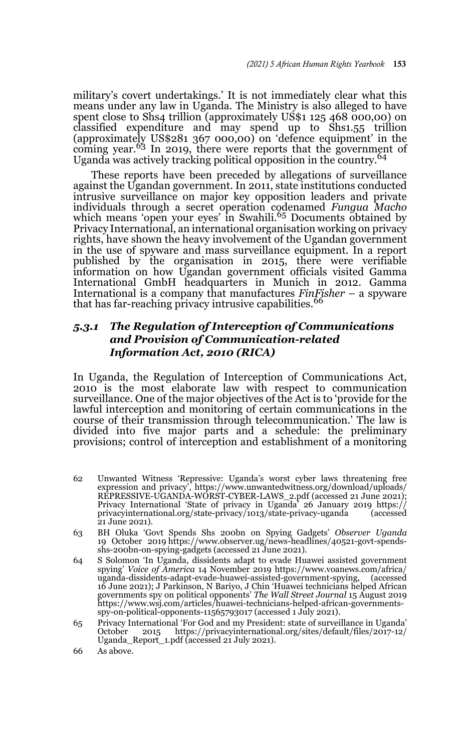military's covert undertakings.' It is not immediately clear what this means under any law in Uganda. The Ministry is also alleged to have spent close to Shs4 trillion (approximately US$1 125 468 000,00) on classified expenditure and may spend up to Shs1.55 trillion (approximately US$281 367 000,00) on 'defence equipment' in the coming year.[63] In 2019, there were reports that the government of Uganda was actively tracking political opposition in the country.[64]

These reports have been preceded by allegations of surveillance against the Ugandan government. In 2011, state institutions conducted intrusive surveillance on major key opposition leaders and private individuals through a secret operation codenamed *Fungua Macho* which means 'open your eyes' in Swahili.[65] Documents obtained by Privacy International, an international organisation working on privacy rights, have shown the heavy involvement of the Ugandan government in the use of spyware and mass surveillance equipment. In a report published by the organisation in 2015, there were verifiable information on how Ugandan government officials visited Gamma International GmbH headquarters in Munich in 2012. Gamma International is a company that manufactures *FinFisher* – a spyware that has far-reaching privacy intrusive capabilities.[66]

### *5.3.1 The Regulation of Interception of Communications and Provision of Communication-related Information Act, 2010 (RICA)*

In Uganda, the Regulation of Interception of Communications Act, 2010 is the most elaborate law with respect to communication surveillance. One of the major objectives of the Act is to 'provide for the lawful interception and monitoring of certain communications in the course of their transmission through telecommunication.' The law is divided into five major parts and a schedule: the preliminary provisions; control of interception and establishment of a monitoring

---

62 Unwanted Witness 'Repressive: Uganda's worst cyber laws threatening free expression and privacy', https://www.unwantedwitness.org/download/uploads/REPRESSIVE-UGANDA-WORST-CYBER-LAWS_2.pdf (accessed 21 June 2021); Privacy International 'State of privacy in Uganda' 26 January 2019 https://privacyinternational.org/state-privacy/1013/state-privacy-uganda (accessed 21 June 2021).

63 BH Oluka 'Govt Spends Shs 200bn on Spying Gadgets' *Observer Uganda* 19 October 2019 https://www.observer.ug/news-headlines/40521-govt-spends-shs-200bn-on-spying-gadgets (accessed 21 June 2021).

64 S Solomon 'In Uganda, dissidents adapt to evade Huawei assisted government spying' *Voice of America* 14 November 2019 https://www.voanews.com/africa/uganda-dissidents-adapt-evade-huawei-assisted-government-spying, (accessed 16 June 2021); J Parkinson, N Bariyo, J Chin 'Huawei technicians helped African governments spy on political opponents' *The Wall Street Journal* 15 August 2019 https://www.wsj.com/articles/huawei-technicians-helped-african-governments-spy-on-political-opponents-11565793017 (accessed 1 July 2021).

65 Privacy International 'For God and my President: state of surveillance in Uganda' October 2015 https://privacyinternational.org/sites/default/files/2017-12/Uganda_Report_1.pdf (accessed 21 July 2021).

66 As above.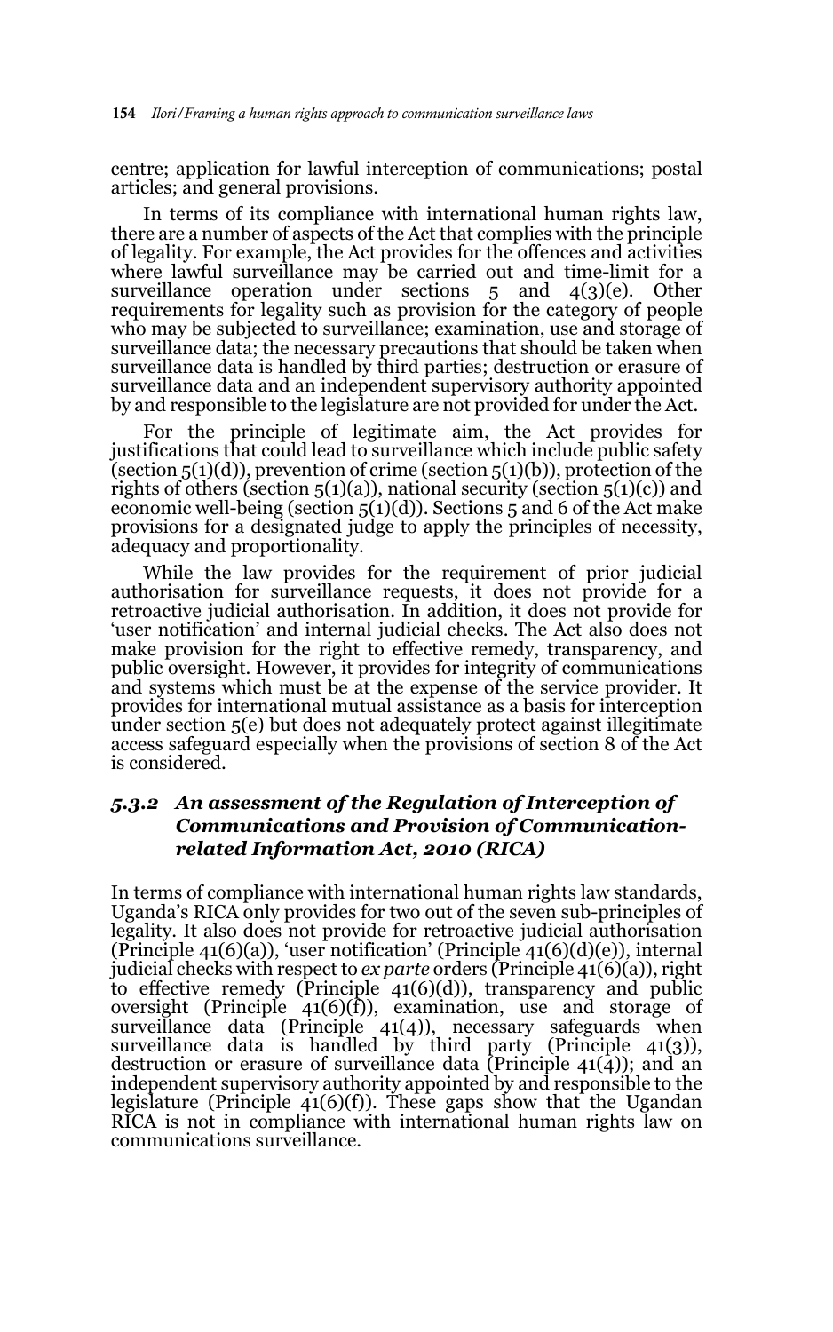centre; application for lawful interception of communications; postal articles; and general provisions.

In terms of its compliance with international human rights law, there are a number of aspects of the Act that complies with the principle of legality. For example, the Act provides for the offences and activities where lawful surveillance may be carried out and time-limit for a surveillance operation under sections 5 and 4(3)(e). Other requirements for legality such as provision for the category of people who may be subjected to surveillance; examination, use and storage of surveillance data; the necessary precautions that should be taken when surveillance data is handled by third parties; destruction or erasure of surveillance data and an independent supervisory authority appointed by and responsible to the legislature are not provided for under the Act.

For the principle of legitimate aim, the Act provides for justifications that could lead to surveillance which include public safety (section 5(1)(d)), prevention of crime (section 5(1)(b)), protection of the rights of others (section 5(1)(a)), national security (section 5(1)(c)) and economic well-being (section 5(1)(d)). Sections 5 and 6 of the Act make provisions for a designated judge to apply the principles of necessity, adequacy and proportionality.

While the law provides for the requirement of prior judicial authorisation for surveillance requests, it does not provide for a retroactive judicial authorisation. In addition, it does not provide for 'user notification' and internal judicial checks. The Act also does not make provision for the right to effective remedy, transparency, and public oversight. However, it provides for integrity of communications and systems which must be at the expense of the service provider. It provides for international mutual assistance as a basis for interception under section 5(e) but does not adequately protect against illegitimate access safeguard especially when the provisions of section 8 of the Act is considered.

### *5.3.2 An assessment of the Regulation of Interception of Communications and Provision of Communication-related Information Act, 2010 (RICA)*

In terms of compliance with international human rights law standards, Uganda's RICA only provides for two out of the seven sub-principles of legality. It also does not provide for retroactive judicial authorisation (Principle 41(6)(a)), 'user notification' (Principle 41(6)(d)(e)), internal judicial checks with respect to *ex parte* orders (Principle 41(6)(a)), right to effective remedy (Principle 41(6)(d)), transparency and public oversight (Principle 41(6)(f)), examination, use and storage of surveillance data (Principle 41(4)), necessary safeguards when surveillance data is handled by third party (Principle 41(3)), destruction or erasure of surveillance data (Principle 41(4)); and an independent supervisory authority appointed by and responsible to the legislature (Principle 41(6)(f)). These gaps show that the Ugandan RICA is not in compliance with international human rights law on communications surveillance.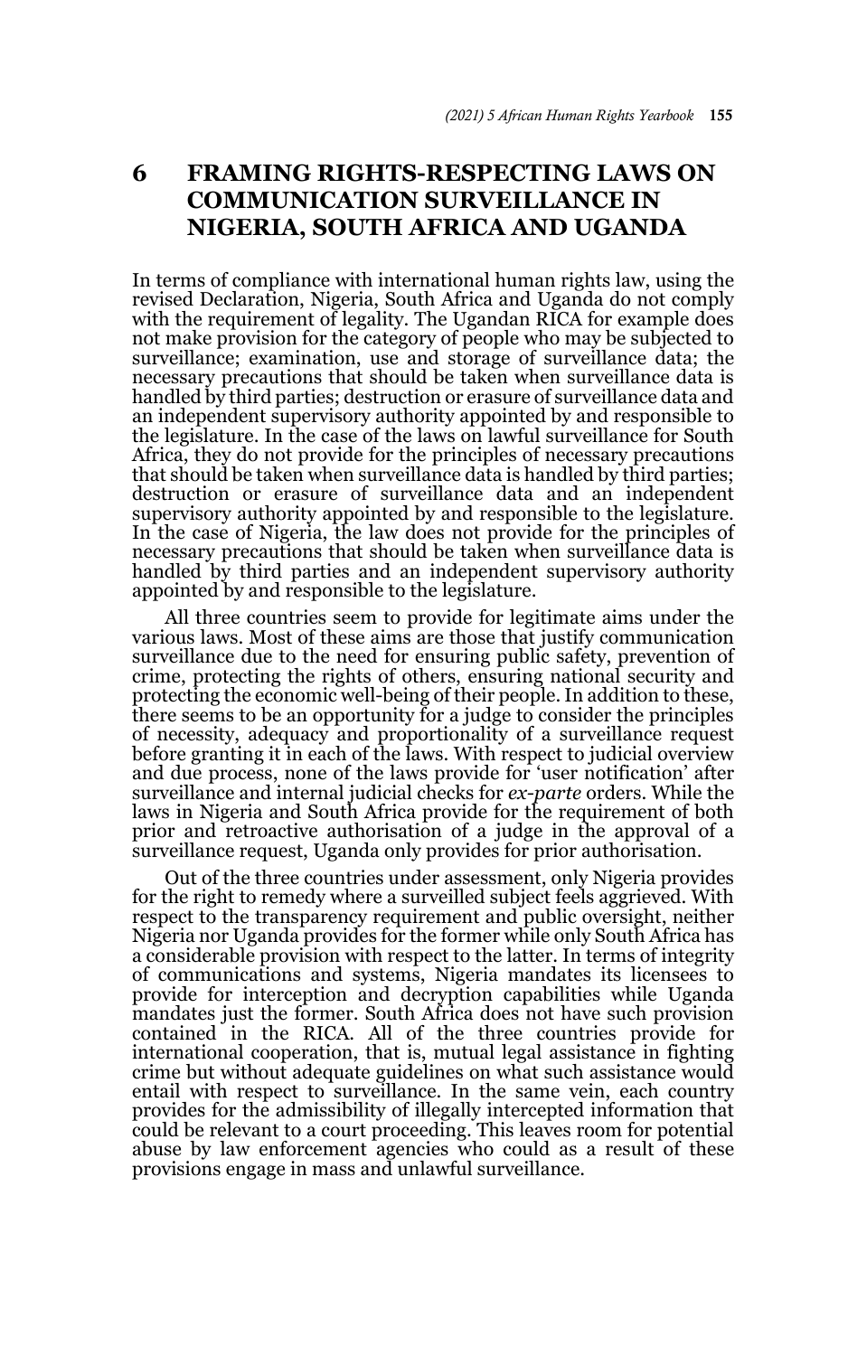## 6 FRAMING RIGHTS-RESPECTING LAWS ON COMMUNICATION SURVEILLANCE IN NIGERIA, SOUTH AFRICA AND UGANDA

In terms of compliance with international human rights law, using the revised Declaration, Nigeria, South Africa and Uganda do not comply with the requirement of legality. The Ugandan RICA for example does not make provision for the category of people who may be subjected to surveillance; examination, use and storage of surveillance data; the necessary precautions that should be taken when surveillance data is handled by third parties; destruction or erasure of surveillance data and an independent supervisory authority appointed by and responsible to the legislature. In the case of the laws on lawful surveillance for South Africa, they do not provide for the principles of necessary precautions that should be taken when surveillance data is handled by third parties; destruction or erasure of surveillance data and an independent supervisory authority appointed by and responsible to the legislature. In the case of Nigeria, the law does not provide for the principles of necessary precautions that should be taken when surveillance data is handled by third parties and an independent supervisory authority appointed by and responsible to the legislature.

All three countries seem to provide for legitimate aims under the various laws. Most of these aims are those that justify communication surveillance due to the need for ensuring public safety, prevention of crime, protecting the rights of others, ensuring national security and protecting the economic well-being of their people. In addition to these, there seems to be an opportunity for a judge to consider the principles of necessity, adequacy and proportionality of a surveillance request before granting it in each of the laws. With respect to judicial overview and due process, none of the laws provide for 'user notification' after surveillance and internal judicial checks for *ex-parte* orders. While the laws in Nigeria and South Africa provide for the requirement of both prior and retroactive authorisation of a judge in the approval of a surveillance request, Uganda only provides for prior authorisation.

Out of the three countries under assessment, only Nigeria provides for the right to remedy where a surveilled subject feels aggrieved. With respect to the transparency requirement and public oversight, neither Nigeria nor Uganda provides for the former while only South Africa has a considerable provision with respect to the latter. In terms of integrity of communications and systems, Nigeria mandates its licensees to provide for interception and decryption capabilities while Uganda mandates just the former. South Africa does not have such provision contained in the RICA. All of the three countries provide for international cooperation, that is, mutual legal assistance in fighting crime but without adequate guidelines on what such assistance would entail with respect to surveillance. In the same vein, each country provides for the admissibility of illegally intercepted information that could be relevant to a court proceeding. This leaves room for potential abuse by law enforcement agencies who could as a result of these provisions engage in mass and unlawful surveillance.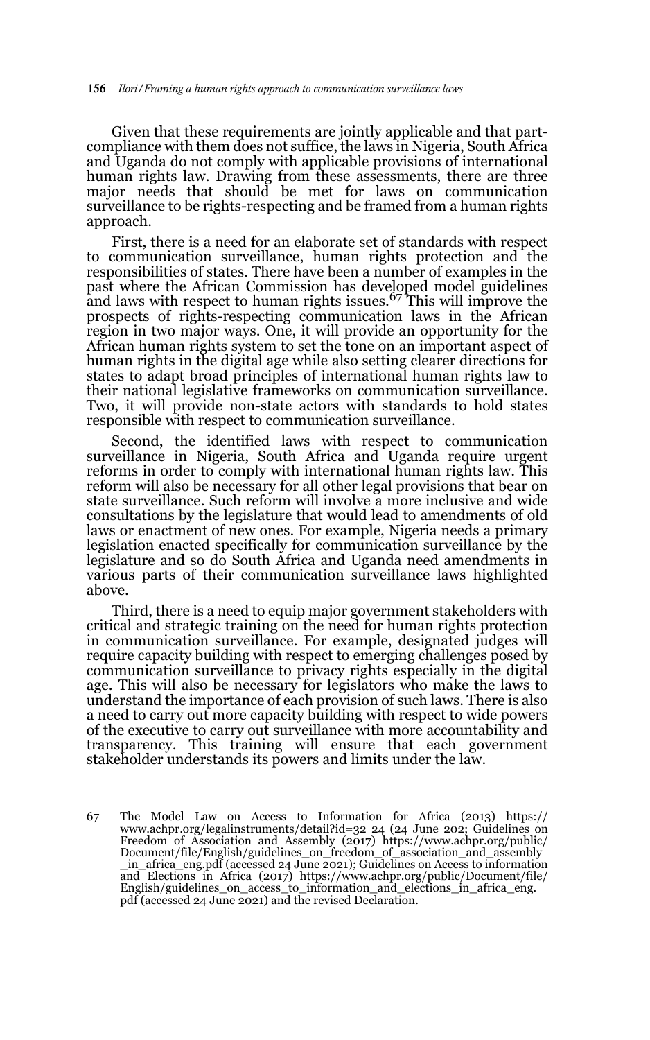Given that these requirements are jointly applicable and that part-compliance with them does not suffice, the laws in Nigeria, South Africa and Uganda do not comply with applicable provisions of international human rights law. Drawing from these assessments, there are three major needs that should be met for laws on communication surveillance to be rights-respecting and be framed from a human rights approach.

First, there is a need for an elaborate set of standards with respect to communication surveillance, human rights protection and the responsibilities of states. There have been a number of examples in the past where the African Commission has developed model guidelines and laws with respect to human rights issues.[67] This will improve the prospects of rights-respecting communication laws in the African region in two major ways. One, it will provide an opportunity for the African human rights system to set the tone on an important aspect of human rights in the digital age while also setting clearer directions for states to adapt broad principles of international human rights law to their national legislative frameworks on communication surveillance. Two, it will provide non-state actors with standards to hold states responsible with respect to communication surveillance.

Second, the identified laws with respect to communication surveillance in Nigeria, South Africa and Uganda require urgent reforms in order to comply with international human rights law. This reform will also be necessary for all other legal provisions that bear on state surveillance. Such reform will involve a more inclusive and wide consultations by the legislature that would lead to amendments of old laws or enactment of new ones. For example, Nigeria needs a primary legislation enacted specifically for communication surveillance by the legislature and so do South Africa and Uganda need amendments in various parts of their communication surveillance laws highlighted above.

Third, there is a need to equip major government stakeholders with critical and strategic training on the need for human rights protection in communication surveillance. For example, designated judges will require capacity building with respect to emerging challenges posed by communication surveillance to privacy rights especially in the digital age. This will also be necessary for legislators who make the laws to understand the importance of each provision of such laws. There is also a need to carry out more capacity building with respect to wide powers of the executive to carry out surveillance with more accountability and transparency. This training will ensure that each government stakeholder understands its powers and limits under the law.

---

67 The Model Law on Access to Information for Africa (2013) https://www.achpr.org/legalinstruments/detail?id=32 24 (24 June 202; Guidelines on Freedom of Association and Assembly (2017) https://www.achpr.org/public/Document/file/English/guidelines_on_freedom_of_association_and_assembly_in_africa_eng.pdf (accessed 24 June 2021); Guidelines on Access to information and Elections in Africa (2017) https://www.achpr.org/public/Document/file/English/guidelines_on_access_to_information_and_elections_in_africa_eng.pdf (accessed 24 June 2021) and the revised Declaration.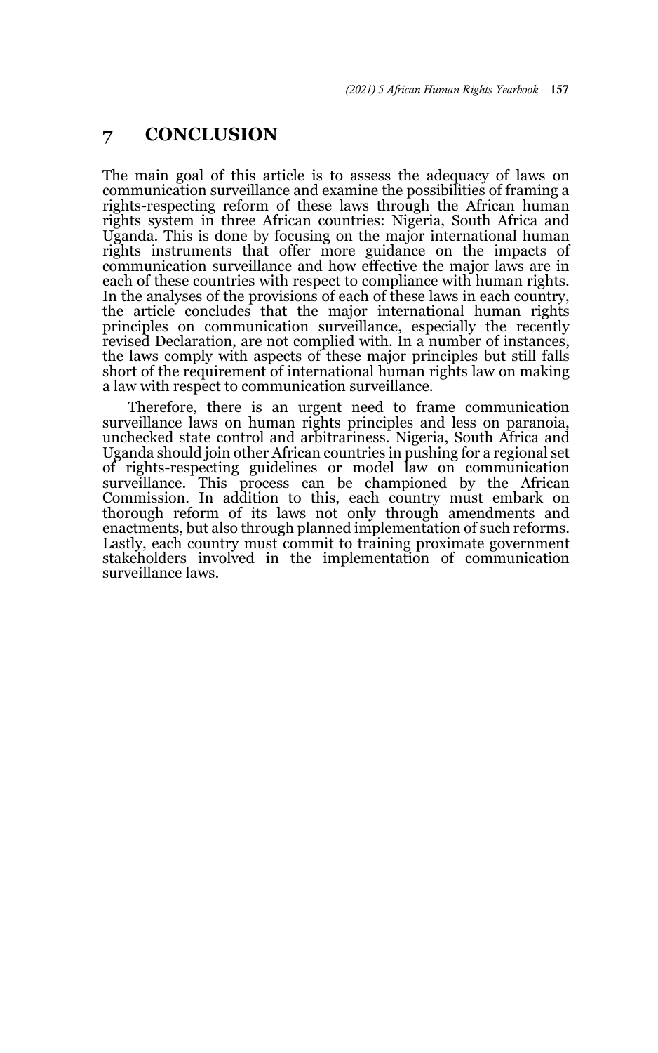## 7 CONCLUSION

The main goal of this article is to assess the adequacy of laws on communication surveillance and examine the possibilities of framing a rights-respecting reform of these laws through the African human rights system in three African countries: Nigeria, South Africa and Uganda. This is done by focusing on the major international human rights instruments that offer more guidance on the impacts of communication surveillance and how effective the major laws are in each of these countries with respect to compliance with human rights. In the analyses of the provisions of each of these laws in each country, the article concludes that the major international human rights principles on communication surveillance, especially the recently revised Declaration, are not complied with. In a number of instances, the laws comply with aspects of these major principles but still falls short of the requirement of international human rights law on making a law with respect to communication surveillance.

Therefore, there is an urgent need to frame communication surveillance laws on human rights principles and less on paranoia, unchecked state control and arbitrariness. Nigeria, South Africa and Uganda should join other African countries in pushing for a regional set of rights-respecting guidelines or model law on communication surveillance. This process can be championed by the African Commission. In addition to this, each country must embark on thorough reform of its laws not only through amendments and enactments, but also through planned implementation of such reforms. Lastly, each country must commit to training proximate government stakeholders involved in the implementation of communication surveillance laws.